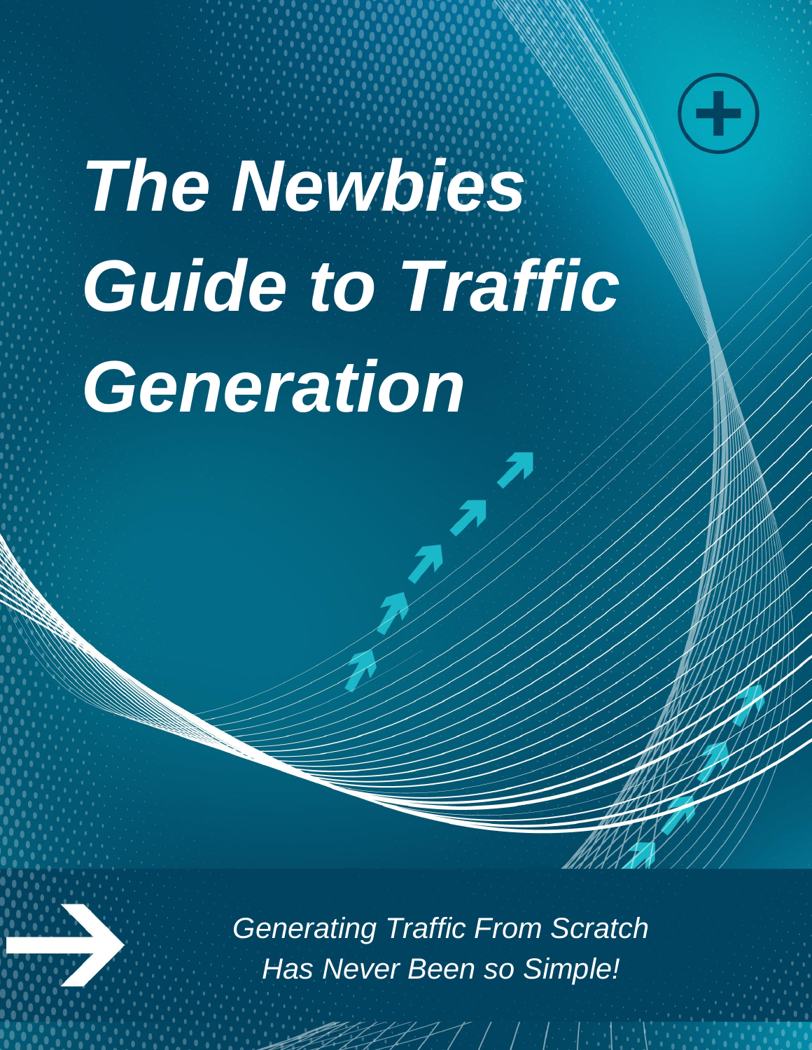# *The Newbies Guide to Traffic Generation*

*Generating Traffic From Scratch Has Never Been so Simple!*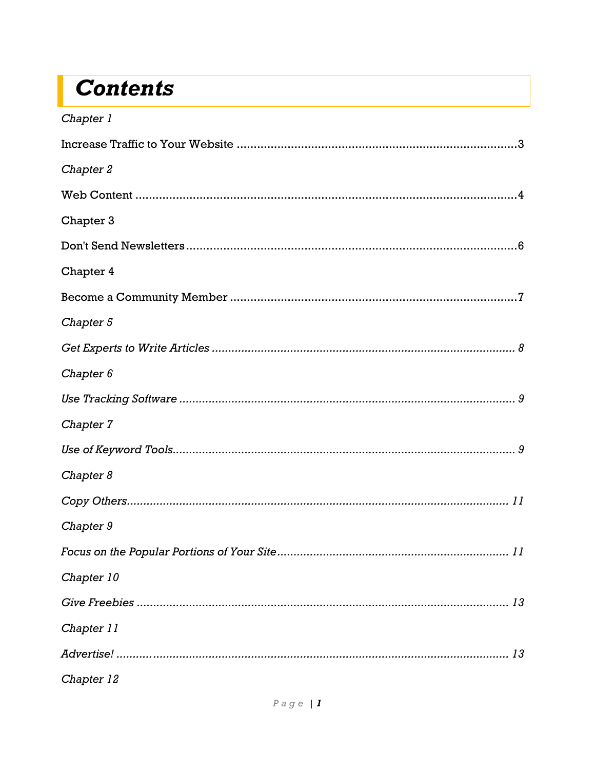# *Contents*

*Chapter 1*

Increase Traffic to Your Website ....................................................................................3

*Chapter 2*

Web Content ...................................................................................................................4

Chapter 3

Don't Send Newsletters ...................................................................................................6

Chapter 4

Become a Community Member ......................................................................................7

*Chapter 5*

*Get Experts to Write Articles ............................................................................................. 8*

*Chapter 6*

*Use Tracking Software ....................................................................................................... 9*

*Chapter 7*

*Use of Keyword Tools......................................................................................................... 9*

*Chapter 8*

*Copy Others..................................................................................................................... 11*

*Chapter 9*

*Focus on the Popular Portions of Your Site ...................................................................... 11*

*Chapter 10*

*Give Freebies .................................................................................................................. 13*

*Chapter 11*

*Advertise! ........................................................................................................................ 13*

*Chapter 12*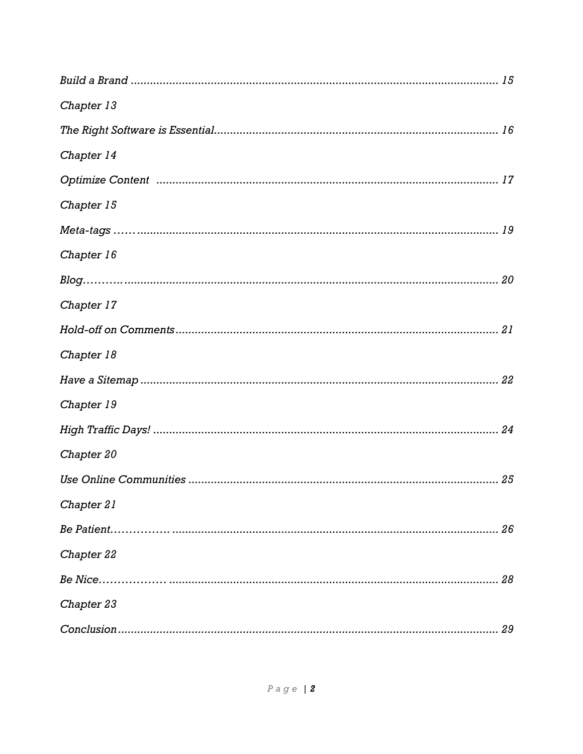*Build a Brand ........................................................................................................ 15*

*Chapter 13*

*The Right Software is Essential.......................................................................................... 16*

*Chapter 14*

*Optimize Content  ........................................................................................................... 17*

*Chapter 15*

*Meta-tags ……................................................................................................................. 19*

*Chapter 16*

*Blog………........................................................................................................................ 20*

*Chapter 17*

*Hold-off on Comments...................................................................................................... 21*

*Chapter 18*

*Have a Sitemap ............................................................................................................... 22*

*Chapter 19*

*High Traffic Days! ............................................................................................................ 24*

*Chapter 20*

*Use Online Communities .................................................................................................. 25*

*Chapter 21*

*Be Patient……………. ...................................................................................................... 26*

*Chapter 22*

*Be Nice……………… ....................................................................................................... 28*

*Chapter 23*

*Conclusion........................................................................................................................ 29*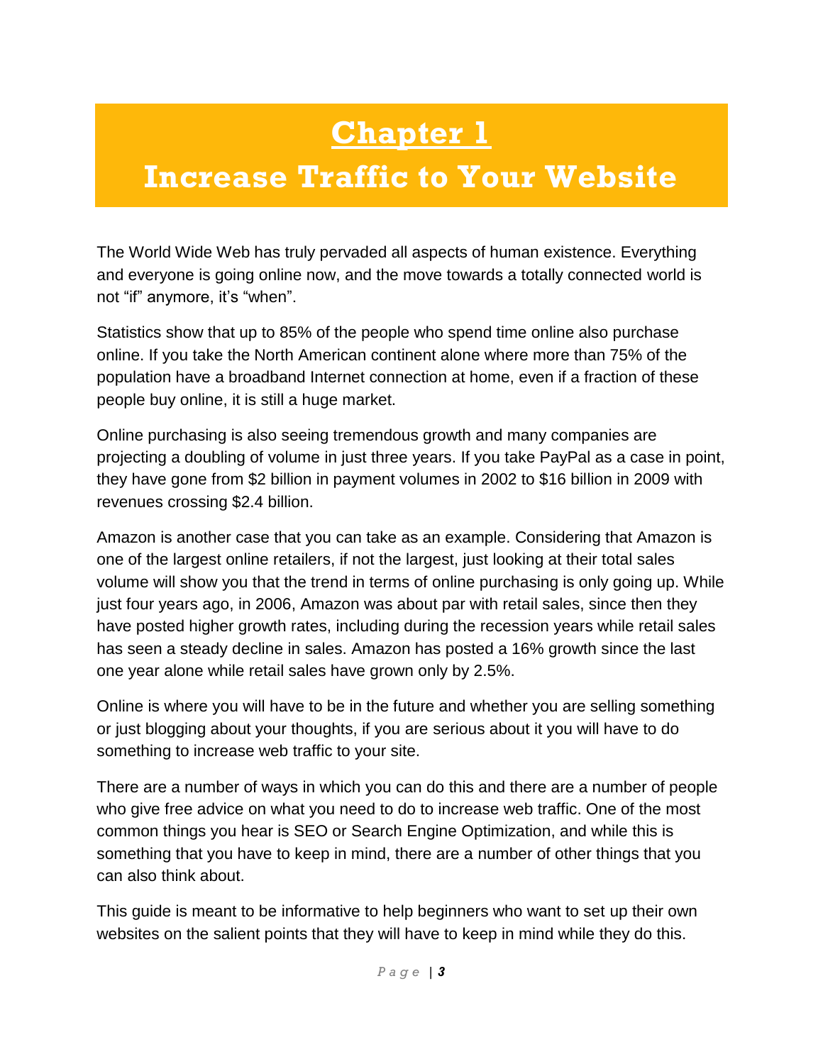# Chapter 1
# Increase Traffic to Your Website

The World Wide Web has truly pervaded all aspects of human existence. Everything and everyone is going online now, and the move towards a totally connected world is not "if" anymore, it's "when".

Statistics show that up to 85% of the people who spend time online also purchase online. If you take the North American continent alone where more than 75% of the population have a broadband Internet connection at home, even if a fraction of these people buy online, it is still a huge market.

Online purchasing is also seeing tremendous growth and many companies are projecting a doubling of volume in just three years. If you take PayPal as a case in point, they have gone from $2 billion in payment volumes in 2002 to $16 billion in 2009 with revenues crossing $2.4 billion.

Amazon is another case that you can take as an example. Considering that Amazon is one of the largest online retailers, if not the largest, just looking at their total sales volume will show you that the trend in terms of online purchasing is only going up. While just four years ago, in 2006, Amazon was about par with retail sales, since then they have posted higher growth rates, including during the recession years while retail sales has seen a steady decline in sales. Amazon has posted a 16% growth since the last one year alone while retail sales have grown only by 2.5%.

Online is where you will have to be in the future and whether you are selling something or just blogging about your thoughts, if you are serious about it you will have to do something to increase web traffic to your site.

There are a number of ways in which you can do this and there are a number of people who give free advice on what you need to do to increase web traffic. One of the most common things you hear is SEO or Search Engine Optimization, and while this is something that you have to keep in mind, there are a number of other things that you can also think about.

This guide is meant to be informative to help beginners who want to set up their own websites on the salient points that they will have to keep in mind while they do this.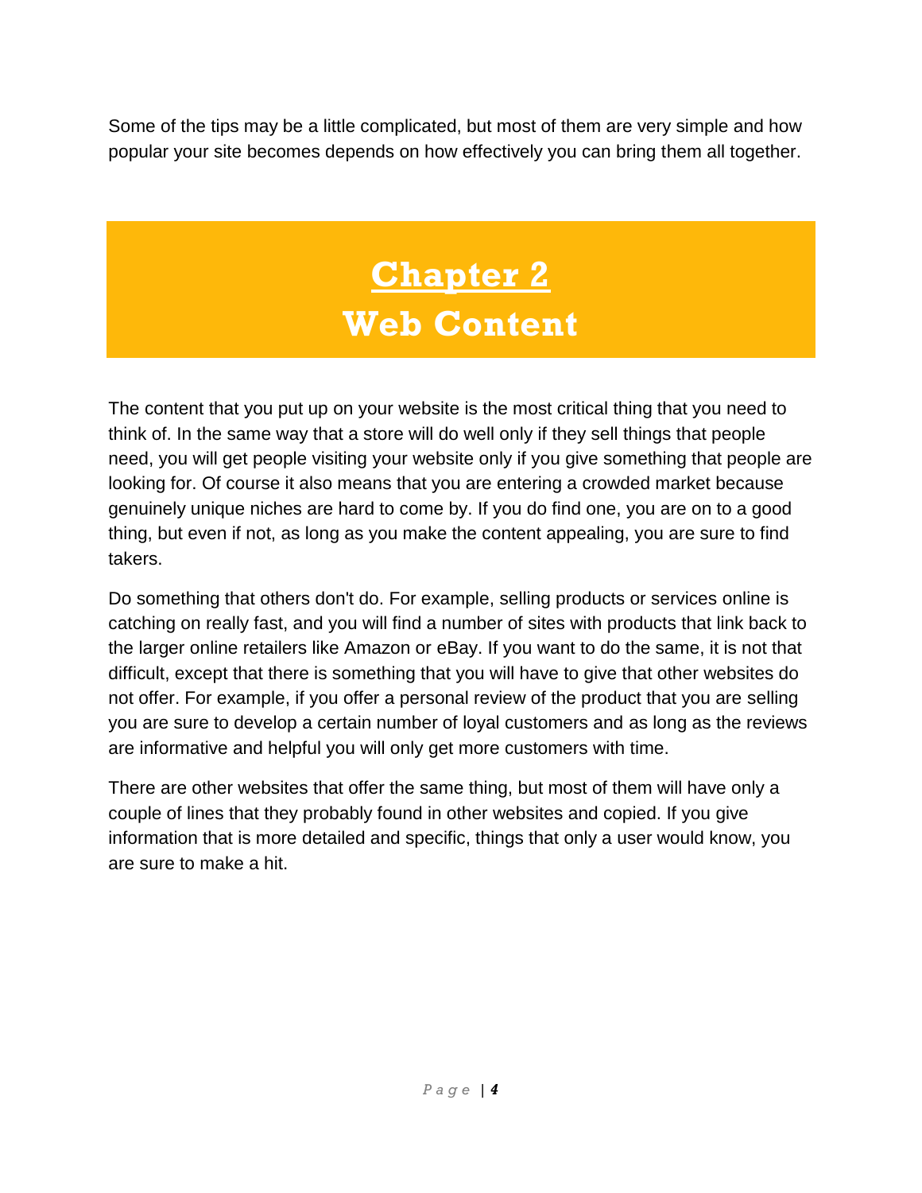Some of the tips may be a little complicated, but most of them are very simple and how popular your site becomes depends on how effectively you can bring them all together.

# Chapter 2
# Web Content

The content that you put up on your website is the most critical thing that you need to think of. In the same way that a store will do well only if they sell things that people need, you will get people visiting your website only if you give something that people are looking for. Of course it also means that you are entering a crowded market because genuinely unique niches are hard to come by. If you do find one, you are on to a good thing, but even if not, as long as you make the content appealing, you are sure to find takers.

Do something that others don't do. For example, selling products or services online is catching on really fast, and you will find a number of sites with products that link back to the larger online retailers like Amazon or eBay. If you want to do the same, it is not that difficult, except that there is something that you will have to give that other websites do not offer. For example, if you offer a personal review of the product that you are selling you are sure to develop a certain number of loyal customers and as long as the reviews are informative and helpful you will only get more customers with time.

There are other websites that offer the same thing, but most of them will have only a couple of lines that they probably found in other websites and copied. If you give information that is more detailed and specific, things that only a user would know, you are sure to make a hit.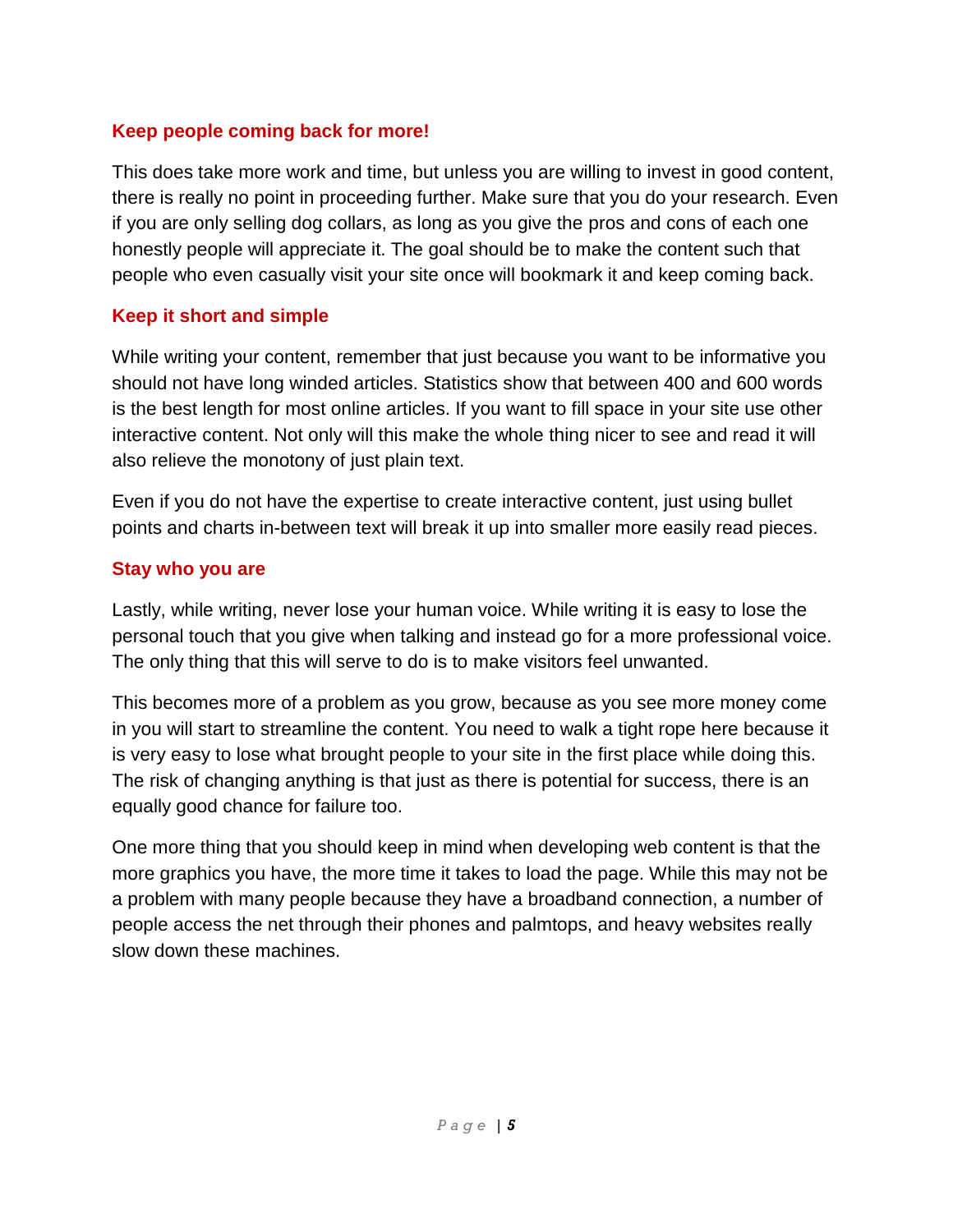### Keep people coming back for more!

This does take more work and time, but unless you are willing to invest in good content, there is really no point in proceeding further. Make sure that you do your research. Even if you are only selling dog collars, as long as you give the pros and cons of each one honestly people will appreciate it. The goal should be to make the content such that people who even casually visit your site once will bookmark it and keep coming back.

### Keep it short and simple

While writing your content, remember that just because you want to be informative you should not have long winded articles. Statistics show that between 400 and 600 words is the best length for most online articles. If you want to fill space in your site use other interactive content. Not only will this make the whole thing nicer to see and read it will also relieve the monotony of just plain text.

Even if you do not have the expertise to create interactive content, just using bullet points and charts in-between text will break it up into smaller more easily read pieces.

### Stay who you are

Lastly, while writing, never lose your human voice. While writing it is easy to lose the personal touch that you give when talking and instead go for a more professional voice. The only thing that this will serve to do is to make visitors feel unwanted.

This becomes more of a problem as you grow, because as you see more money come in you will start to streamline the content. You need to walk a tight rope here because it is very easy to lose what brought people to your site in the first place while doing this. The risk of changing anything is that just as there is potential for success, there is an equally good chance for failure too.

One more thing that you should keep in mind when developing web content is that the more graphics you have, the more time it takes to load the page. While this may not be a problem with many people because they have a broadband connection, a number of people access the net through their phones and palmtops, and heavy websites really slow down these machines.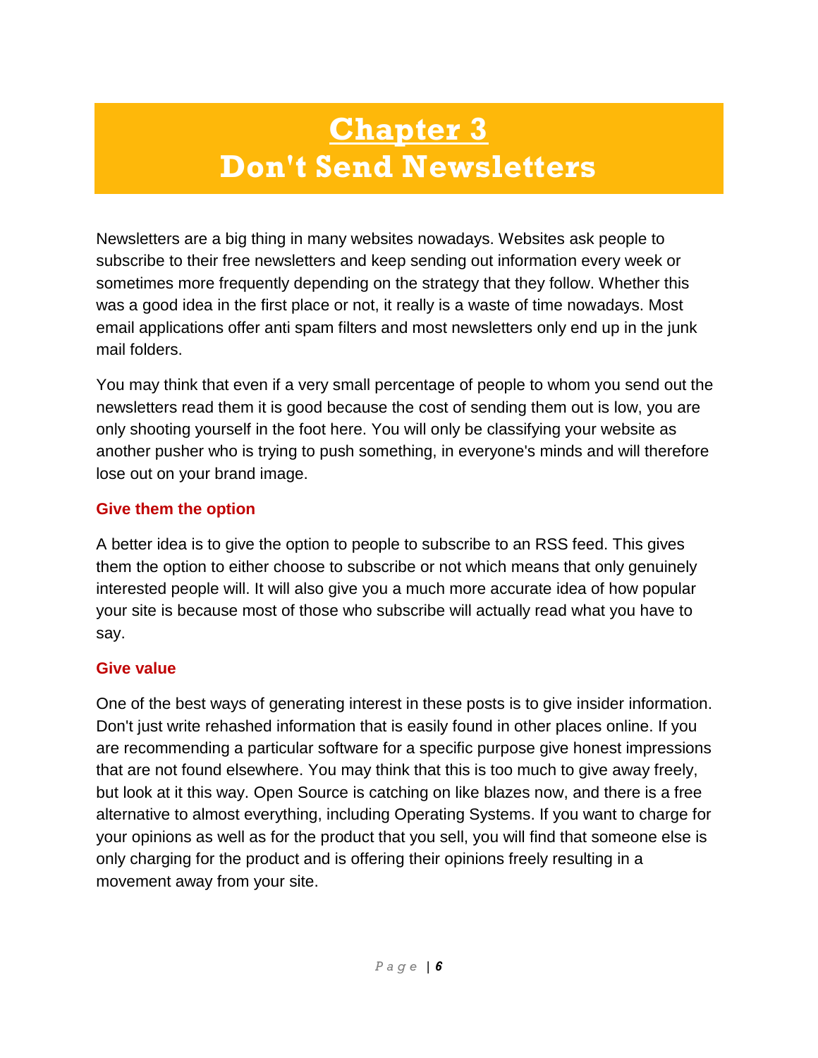# Chapter 3
# Don't Send Newsletters

Newsletters are a big thing in many websites nowadays. Websites ask people to subscribe to their free newsletters and keep sending out information every week or sometimes more frequently depending on the strategy that they follow. Whether this was a good idea in the first place or not, it really is a waste of time nowadays. Most email applications offer anti spam filters and most newsletters only end up in the junk mail folders.

You may think that even if a very small percentage of people to whom you send out the newsletters read them it is good because the cost of sending them out is low, you are only shooting yourself in the foot here. You will only be classifying your website as another pusher who is trying to push something, in everyone's minds and will therefore lose out on your brand image.

### Give them the option

A better idea is to give the option to people to subscribe to an RSS feed. This gives them the option to either choose to subscribe or not which means that only genuinely interested people will. It will also give you a much more accurate idea of how popular your site is because most of those who subscribe will actually read what you have to say.

### Give value

One of the best ways of generating interest in these posts is to give insider information. Don't just write rehashed information that is easily found in other places online. If you are recommending a particular software for a specific purpose give honest impressions that are not found elsewhere. You may think that this is too much to give away freely, but look at it this way. Open Source is catching on like blazes now, and there is a free alternative to almost everything, including Operating Systems. If you want to charge for your opinions as well as for the product that you sell, you will find that someone else is only charging for the product and is offering their opinions freely resulting in a movement away from your site.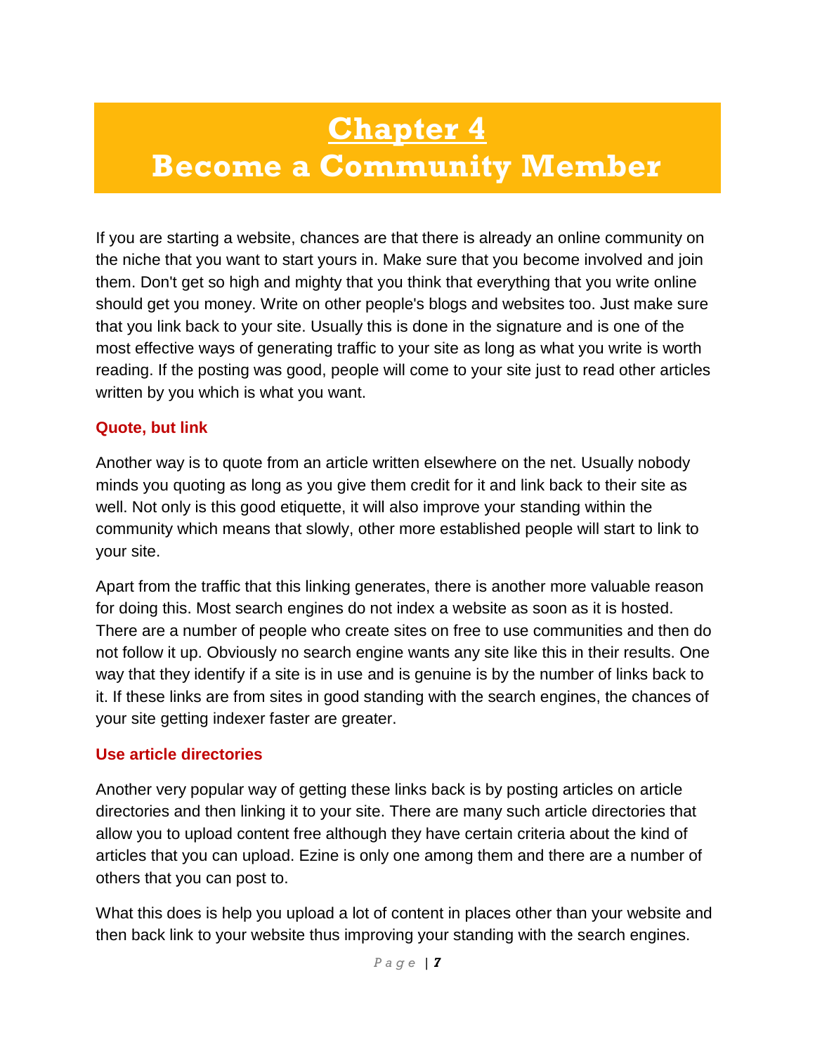# Chapter 4
# Become a Community Member

If you are starting a website, chances are that there is already an online community on the niche that you want to start yours in. Make sure that you become involved and join them. Don't get so high and mighty that you think that everything that you write online should get you money. Write on other people's blogs and websites too. Just make sure that you link back to your site. Usually this is done in the signature and is one of the most effective ways of generating traffic to your site as long as what you write is worth reading. If the posting was good, people will come to your site just to read other articles written by you which is what you want.

### Quote, but link

Another way is to quote from an article written elsewhere on the net. Usually nobody minds you quoting as long as you give them credit for it and link back to their site as well. Not only is this good etiquette, it will also improve your standing within the community which means that slowly, other more established people will start to link to your site.

Apart from the traffic that this linking generates, there is another more valuable reason for doing this. Most search engines do not index a website as soon as it is hosted. There are a number of people who create sites on free to use communities and then do not follow it up. Obviously no search engine wants any site like this in their results. One way that they identify if a site is in use and is genuine is by the number of links back to it. If these links are from sites in good standing with the search engines, the chances of your site getting indexer faster are greater.

### Use article directories

Another very popular way of getting these links back is by posting articles on article directories and then linking it to your site. There are many such article directories that allow you to upload content free although they have certain criteria about the kind of articles that you can upload. Ezine is only one among them and there are a number of others that you can post to.

What this does is help you upload a lot of content in places other than your website and then back link to your website thus improving your standing with the search engines.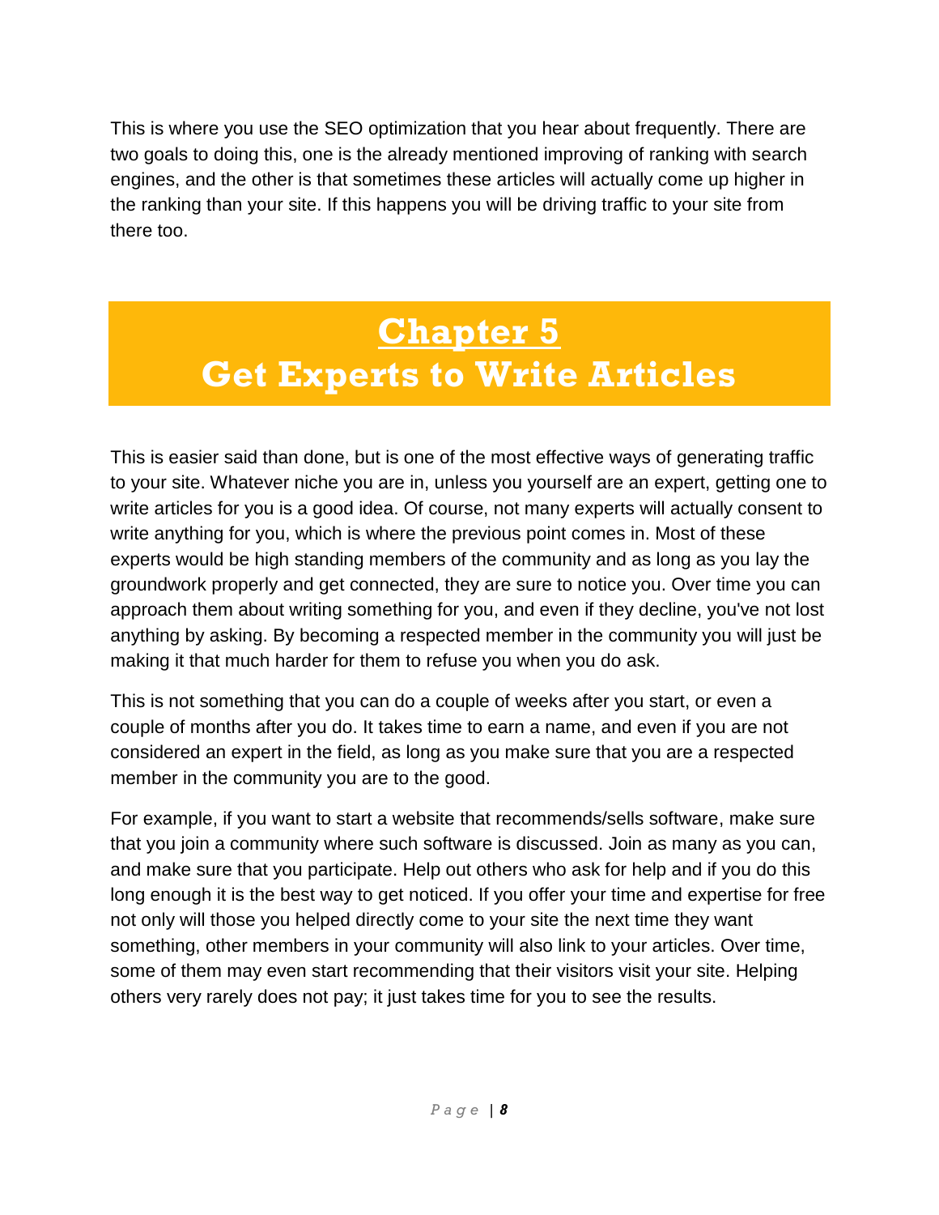This is where you use the SEO optimization that you hear about frequently. There are two goals to doing this, one is the already mentioned improving of ranking with search engines, and the other is that sometimes these articles will actually come up higher in the ranking than your site. If this happens you will be driving traffic to your site from there too.

# Chapter 5
# Get Experts to Write Articles

This is easier said than done, but is one of the most effective ways of generating traffic to your site. Whatever niche you are in, unless you yourself are an expert, getting one to write articles for you is a good idea. Of course, not many experts will actually consent to write anything for you, which is where the previous point comes in. Most of these experts would be high standing members of the community and as long as you lay the groundwork properly and get connected, they are sure to notice you. Over time you can approach them about writing something for you, and even if they decline, you've not lost anything by asking. By becoming a respected member in the community you will just be making it that much harder for them to refuse you when you do ask.

This is not something that you can do a couple of weeks after you start, or even a couple of months after you do. It takes time to earn a name, and even if you are not considered an expert in the field, as long as you make sure that you are a respected member in the community you are to the good.

For example, if you want to start a website that recommends/sells software, make sure that you join a community where such software is discussed. Join as many as you can, and make sure that you participate. Help out others who ask for help and if you do this long enough it is the best way to get noticed. If you offer your time and expertise for free not only will those you helped directly come to your site the next time they want something, other members in your community will also link to your articles. Over time, some of them may even start recommending that their visitors visit your site. Helping others very rarely does not pay; it just takes time for you to see the results.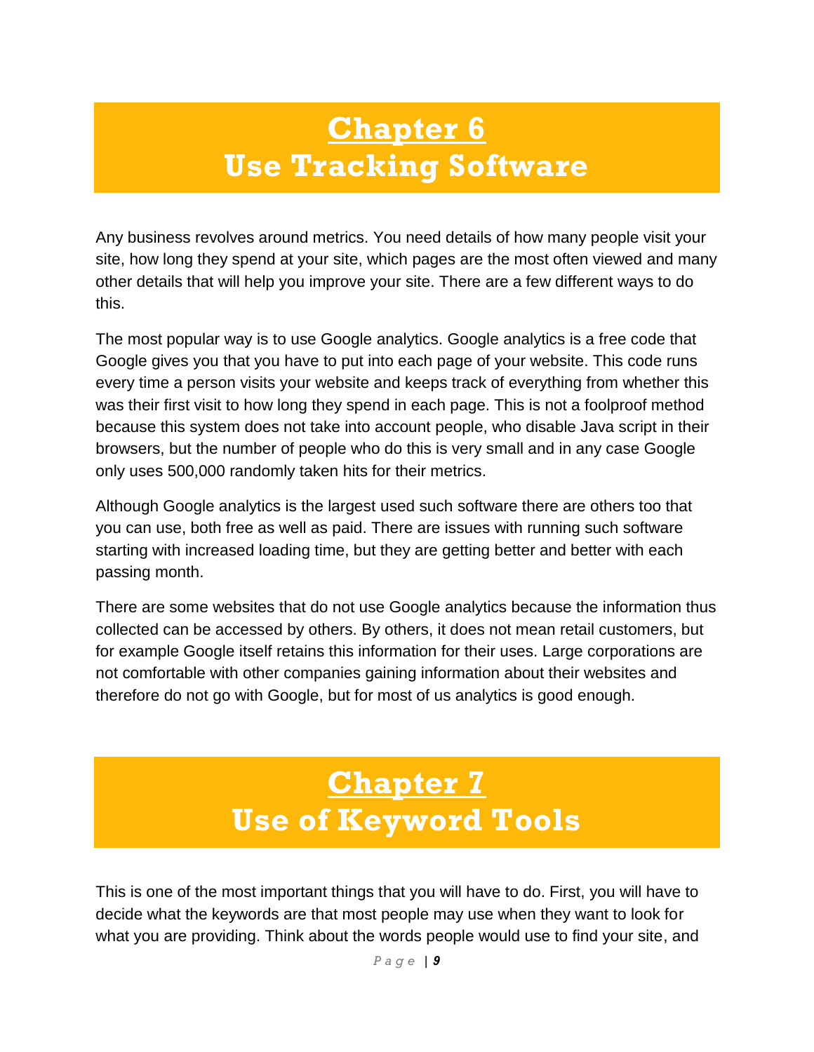# Chapter 6
# Use Tracking Software

Any business revolves around metrics. You need details of how many people visit your site, how long they spend at your site, which pages are the most often viewed and many other details that will help you improve your site. There are a few different ways to do this.

The most popular way is to use Google analytics. Google analytics is a free code that Google gives you that you have to put into each page of your website. This code runs every time a person visits your website and keeps track of everything from whether this was their first visit to how long they spend in each page. This is not a foolproof method because this system does not take into account people, who disable Java script in their browsers, but the number of people who do this is very small and in any case Google only uses 500,000 randomly taken hits for their metrics.

Although Google analytics is the largest used such software there are others too that you can use, both free as well as paid. There are issues with running such software starting with increased loading time, but they are getting better and better with each passing month.

There are some websites that do not use Google analytics because the information thus collected can be accessed by others. By others, it does not mean retail customers, but for example Google itself retains this information for their uses. Large corporations are not comfortable with other companies gaining information about their websites and therefore do not go with Google, but for most of us analytics is good enough.

# Chapter 7
# Use of Keyword Tools

This is one of the most important things that you will have to do. First, you will have to decide what the keywords are that most people may use when they want to look for what you are providing. Think about the words people would use to find your site, and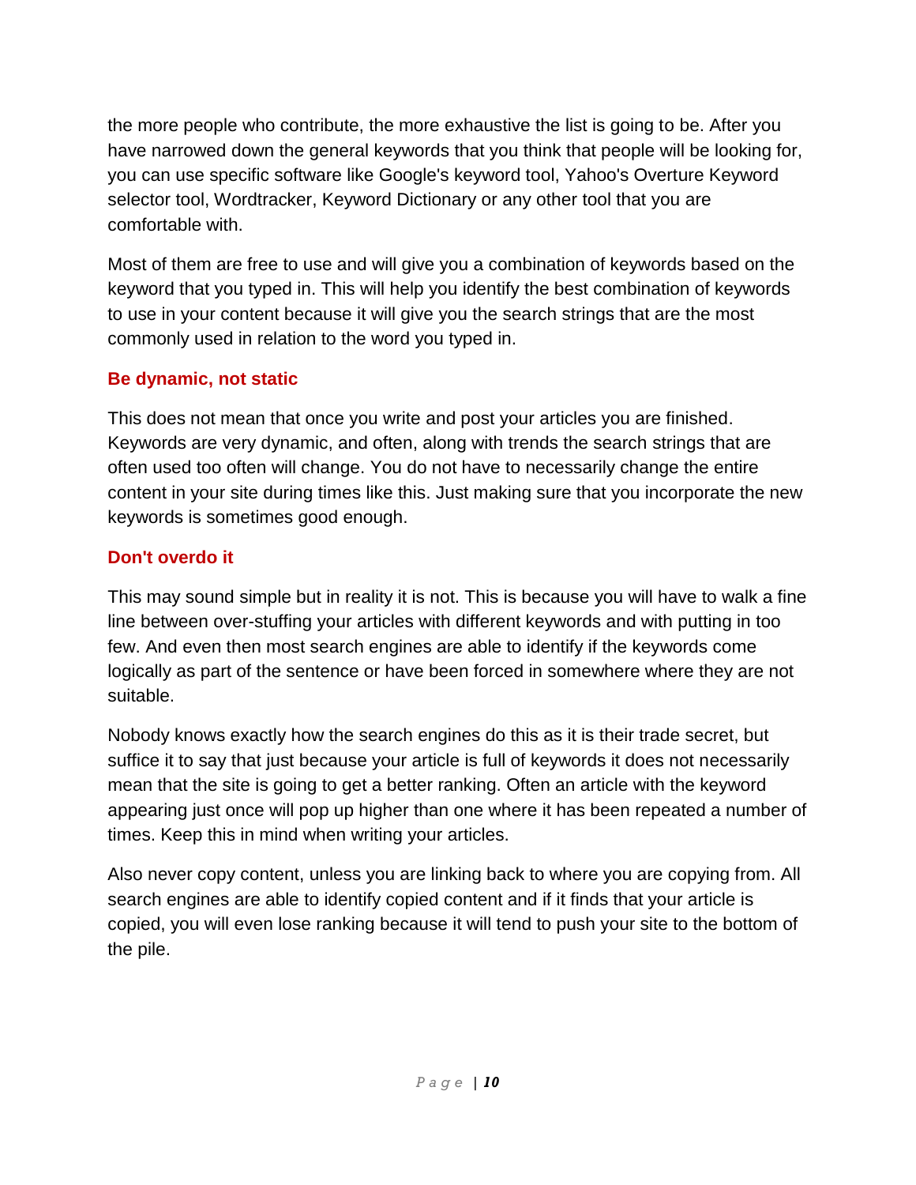the more people who contribute, the more exhaustive the list is going to be. After you have narrowed down the general keywords that you think that people will be looking for, you can use specific software like Google's keyword tool, Yahoo's Overture Keyword selector tool, Wordtracker, Keyword Dictionary or any other tool that you are comfortable with.

Most of them are free to use and will give you a combination of keywords based on the keyword that you typed in. This will help you identify the best combination of keywords to use in your content because it will give you the search strings that are the most commonly used in relation to the word you typed in.

### Be dynamic, not static

This does not mean that once you write and post your articles you are finished. Keywords are very dynamic, and often, along with trends the search strings that are often used too often will change. You do not have to necessarily change the entire content in your site during times like this. Just making sure that you incorporate the new keywords is sometimes good enough.

### Don't overdo it

This may sound simple but in reality it is not. This is because you will have to walk a fine line between over-stuffing your articles with different keywords and with putting in too few. And even then most search engines are able to identify if the keywords come logically as part of the sentence or have been forced in somewhere where they are not suitable.

Nobody knows exactly how the search engines do this as it is their trade secret, but suffice it to say that just because your article is full of keywords it does not necessarily mean that the site is going to get a better ranking. Often an article with the keyword appearing just once will pop up higher than one where it has been repeated a number of times. Keep this in mind when writing your articles.

Also never copy content, unless you are linking back to where you are copying from. All search engines are able to identify copied content and if it finds that your article is copied, you will even lose ranking because it will tend to push your site to the bottom of the pile.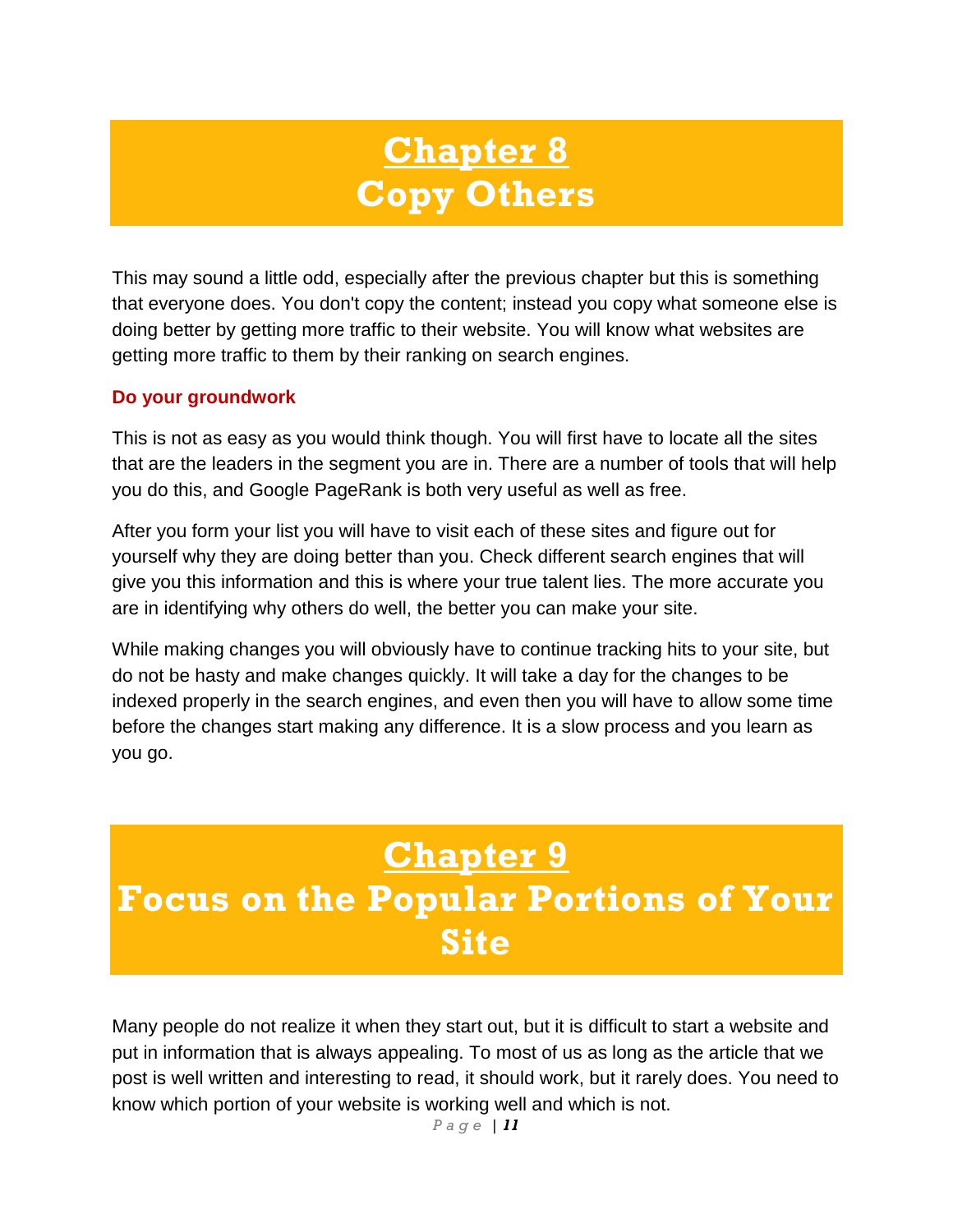# Chapter 8
# Copy Others

This may sound a little odd, especially after the previous chapter but this is something that everyone does. You don't copy the content; instead you copy what someone else is doing better by getting more traffic to their website. You will know what websites are getting more traffic to them by their ranking on search engines.

### Do your groundwork

This is not as easy as you would think though. You will first have to locate all the sites that are the leaders in the segment you are in. There are a number of tools that will help you do this, and Google PageRank is both very useful as well as free.

After you form your list you will have to visit each of these sites and figure out for yourself why they are doing better than you. Check different search engines that will give you this information and this is where your true talent lies. The more accurate you are in identifying why others do well, the better you can make your site.

While making changes you will obviously have to continue tracking hits to your site, but do not be hasty and make changes quickly. It will take a day for the changes to be indexed properly in the search engines, and even then you will have to allow some time before the changes start making any difference. It is a slow process and you learn as you go.

# Chapter 9
# Focus on the Popular Portions of Your Site

Many people do not realize it when they start out, but it is difficult to start a website and put in information that is always appealing. To most of us as long as the article that we post is well written and interesting to read, it should work, but it rarely does. You need to know which portion of your website is working well and which is not.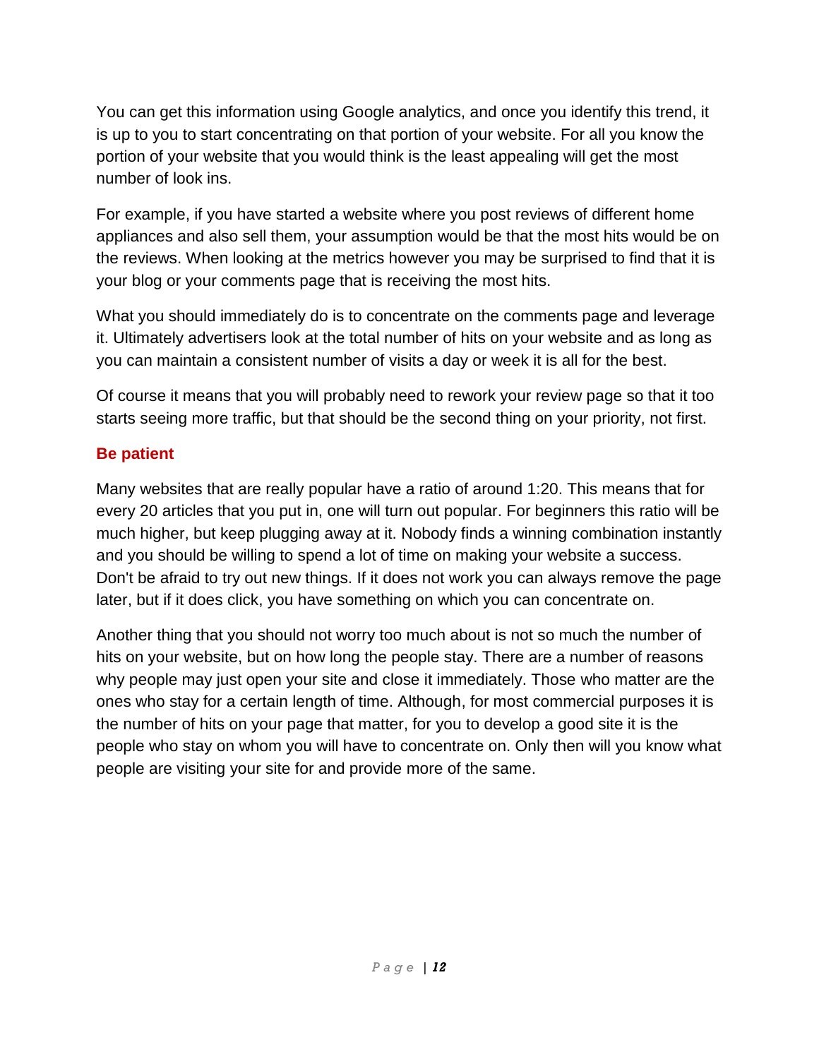You can get this information using Google analytics, and once you identify this trend, it is up to you to start concentrating on that portion of your website. For all you know the portion of your website that you would think is the least appealing will get the most number of look ins.

For example, if you have started a website where you post reviews of different home appliances and also sell them, your assumption would be that the most hits would be on the reviews. When looking at the metrics however you may be surprised to find that it is your blog or your comments page that is receiving the most hits.

What you should immediately do is to concentrate on the comments page and leverage it. Ultimately advertisers look at the total number of hits on your website and as long as you can maintain a consistent number of visits a day or week it is all for the best.

Of course it means that you will probably need to rework your review page so that it too starts seeing more traffic, but that should be the second thing on your priority, not first.

### Be patient

Many websites that are really popular have a ratio of around 1:20. This means that for every 20 articles that you put in, one will turn out popular. For beginners this ratio will be much higher, but keep plugging away at it. Nobody finds a winning combination instantly and you should be willing to spend a lot of time on making your website a success. Don't be afraid to try out new things. If it does not work you can always remove the page later, but if it does click, you have something on which you can concentrate on.

Another thing that you should not worry too much about is not so much the number of hits on your website, but on how long the people stay. There are a number of reasons why people may just open your site and close it immediately. Those who matter are the ones who stay for a certain length of time. Although, for most commercial purposes it is the number of hits on your page that matter, for you to develop a good site it is the people who stay on whom you will have to concentrate on. Only then will you know what people are visiting your site for and provide more of the same.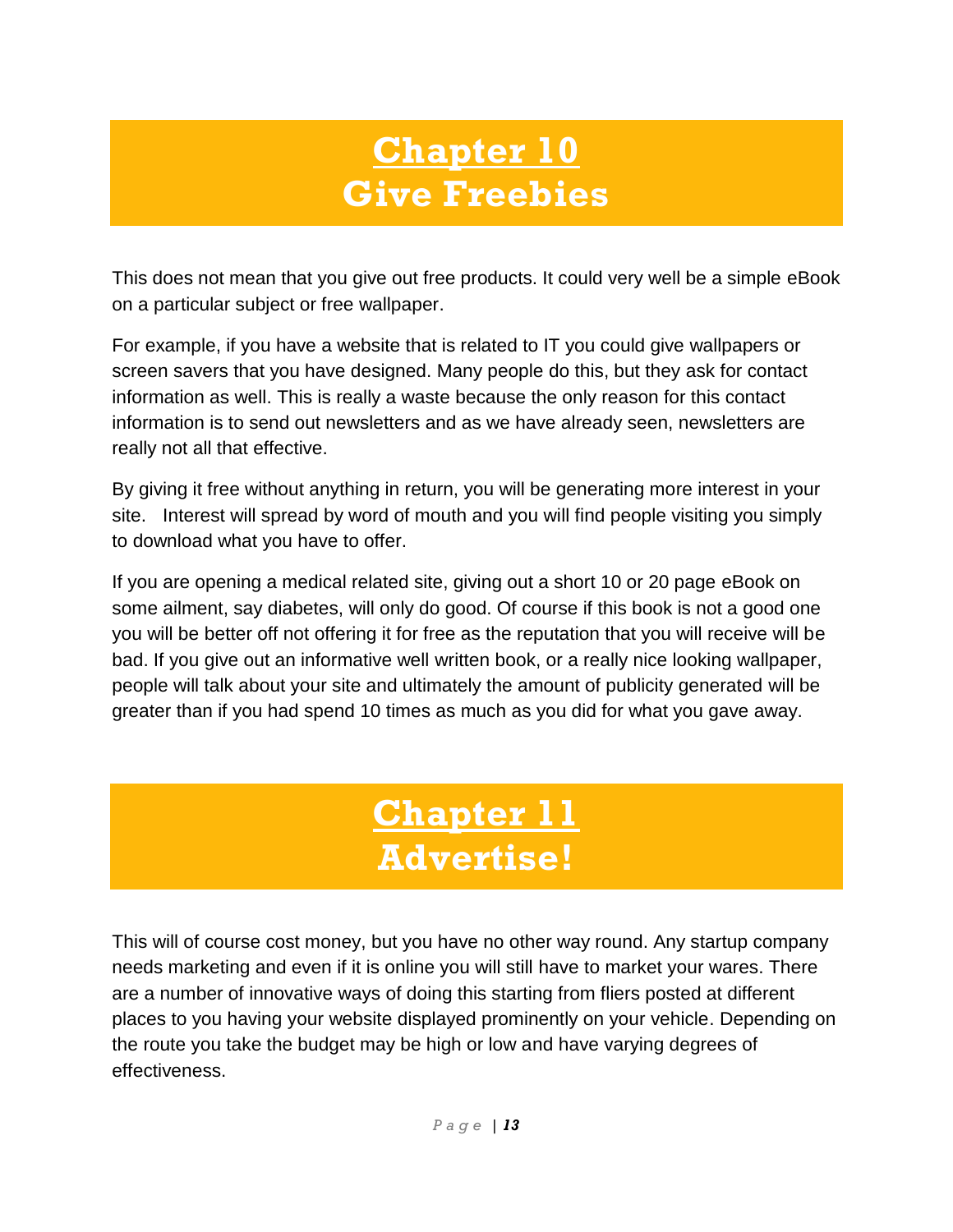# Chapter 10
# Give Freebies

This does not mean that you give out free products. It could very well be a simple eBook on a particular subject or free wallpaper.

For example, if you have a website that is related to IT you could give wallpapers or screen savers that you have designed. Many people do this, but they ask for contact information as well. This is really a waste because the only reason for this contact information is to send out newsletters and as we have already seen, newsletters are really not all that effective.

By giving it free without anything in return, you will be generating more interest in your site. Interest will spread by word of mouth and you will find people visiting you simply to download what you have to offer.

If you are opening a medical related site, giving out a short 10 or 20 page eBook on some ailment, say diabetes, will only do good. Of course if this book is not a good one you will be better off not offering it for free as the reputation that you will receive will be bad. If you give out an informative well written book, or a really nice looking wallpaper, people will talk about your site and ultimately the amount of publicity generated will be greater than if you had spend 10 times as much as you did for what you gave away.

# Chapter 11
# Advertise!

This will of course cost money, but you have no other way round. Any startup company needs marketing and even if it is online you will still have to market your wares. There are a number of innovative ways of doing this starting from fliers posted at different places to you having your website displayed prominently on your vehicle. Depending on the route you take the budget may be high or low and have varying degrees of effectiveness.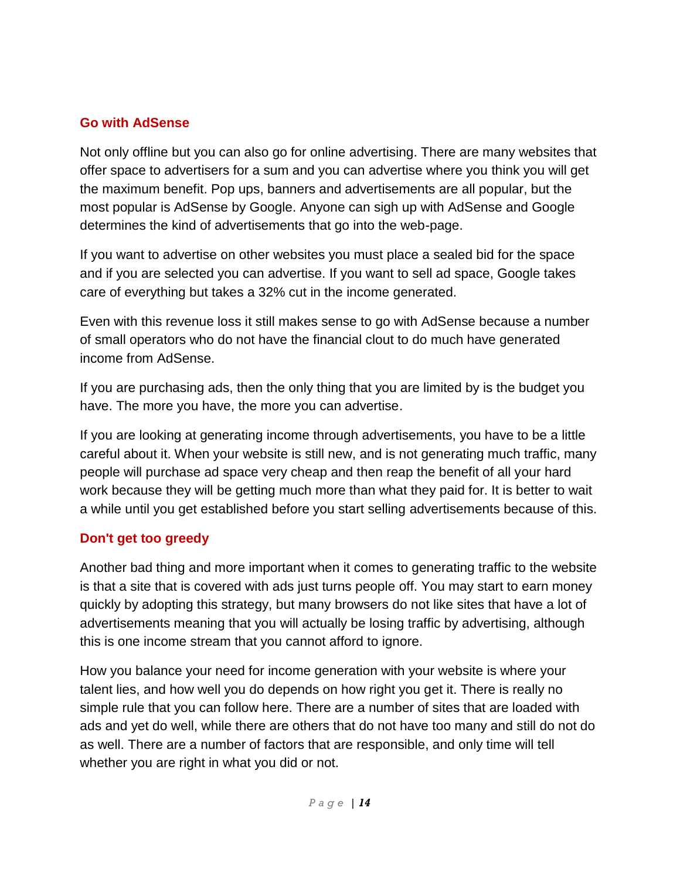## Go with AdSense

Not only offline but you can also go for online advertising. There are many websites that offer space to advertisers for a sum and you can advertise where you think you will get the maximum benefit. Pop ups, banners and advertisements are all popular, but the most popular is AdSense by Google. Anyone can sigh up with AdSense and Google determines the kind of advertisements that go into the web-page.

If you want to advertise on other websites you must place a sealed bid for the space and if you are selected you can advertise. If you want to sell ad space, Google takes care of everything but takes a 32% cut in the income generated.

Even with this revenue loss it still makes sense to go with AdSense because a number of small operators who do not have the financial clout to do much have generated income from AdSense.

If you are purchasing ads, then the only thing that you are limited by is the budget you have. The more you have, the more you can advertise.

If you are looking at generating income through advertisements, you have to be a little careful about it. When your website is still new, and is not generating much traffic, many people will purchase ad space very cheap and then reap the benefit of all your hard work because they will be getting much more than what they paid for. It is better to wait a while until you get established before you start selling advertisements because of this.

## Don't get too greedy

Another bad thing and more important when it comes to generating traffic to the website is that a site that is covered with ads just turns people off. You may start to earn money quickly by adopting this strategy, but many browsers do not like sites that have a lot of advertisements meaning that you will actually be losing traffic by advertising, although this is one income stream that you cannot afford to ignore.

How you balance your need for income generation with your website is where your talent lies, and how well you do depends on how right you get it. There is really no simple rule that you can follow here. There are a number of sites that are loaded with ads and yet do well, while there are others that do not have too many and still do not do as well. There are a number of factors that are responsible, and only time will tell whether you are right in what you did or not.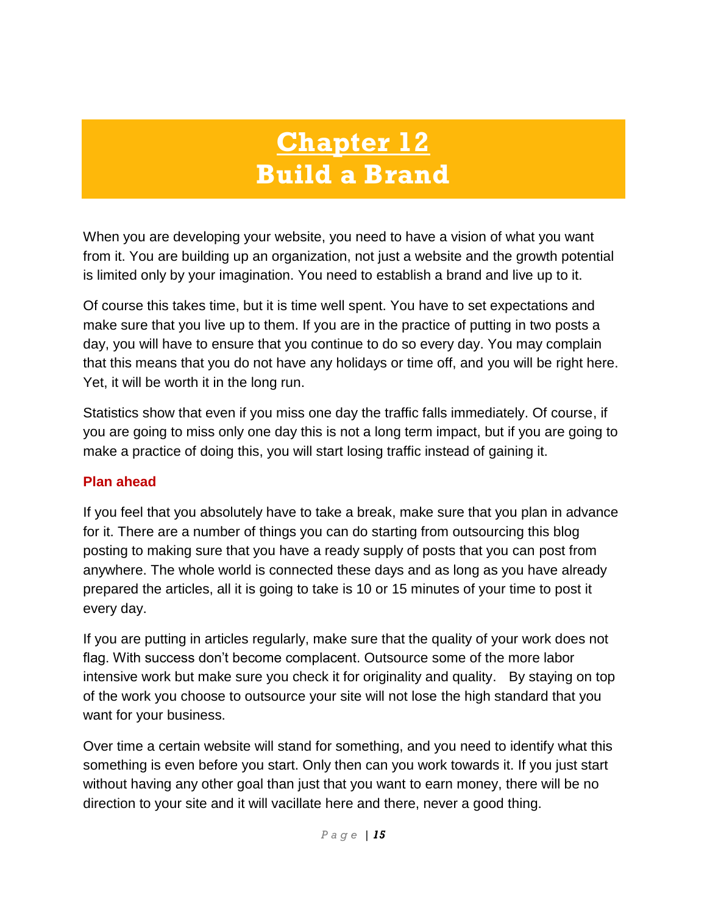# Chapter 12
# Build a Brand

When you are developing your website, you need to have a vision of what you want from it. You are building up an organization, not just a website and the growth potential is limited only by your imagination. You need to establish a brand and live up to it.

Of course this takes time, but it is time well spent. You have to set expectations and make sure that you live up to them. If you are in the practice of putting in two posts a day, you will have to ensure that you continue to do so every day. You may complain that this means that you do not have any holidays or time off, and you will be right here. Yet, it will be worth it in the long run.

Statistics show that even if you miss one day the traffic falls immediately. Of course, if you are going to miss only one day this is not a long term impact, but if you are going to make a practice of doing this, you will start losing traffic instead of gaining it.

### Plan ahead

If you feel that you absolutely have to take a break, make sure that you plan in advance for it. There are a number of things you can do starting from outsourcing this blog posting to making sure that you have a ready supply of posts that you can post from anywhere. The whole world is connected these days and as long as you have already prepared the articles, all it is going to take is 10 or 15 minutes of your time to post it every day.

If you are putting in articles regularly, make sure that the quality of your work does not flag. With success don't become complacent. Outsource some of the more labor intensive work but make sure you check it for originality and quality. By staying on top of the work you choose to outsource your site will not lose the high standard that you want for your business.

Over time a certain website will stand for something, and you need to identify what this something is even before you start. Only then can you work towards it. If you just start without having any other goal than just that you want to earn money, there will be no direction to your site and it will vacillate here and there, never a good thing.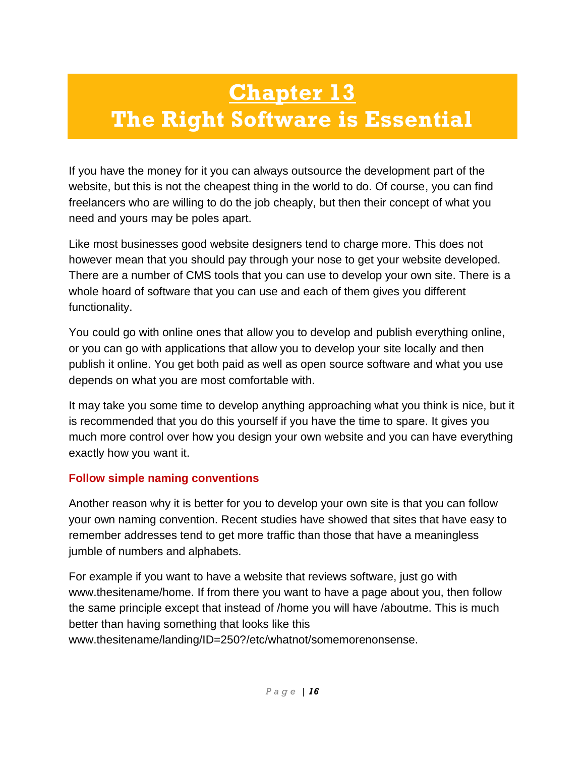# Chapter 13
# The Right Software is Essential

If you have the money for it you can always outsource the development part of the website, but this is not the cheapest thing in the world to do. Of course, you can find freelancers who are willing to do the job cheaply, but then their concept of what you need and yours may be poles apart.

Like most businesses good website designers tend to charge more. This does not however mean that you should pay through your nose to get your website developed. There are a number of CMS tools that you can use to develop your own site. There is a whole hoard of software that you can use and each of them gives you different functionality.

You could go with online ones that allow you to develop and publish everything online, or you can go with applications that allow you to develop your site locally and then publish it online. You get both paid as well as open source software and what you use depends on what you are most comfortable with.

It may take you some time to develop anything approaching what you think is nice, but it is recommended that you do this yourself if you have the time to spare. It gives you much more control over how you design your own website and you can have everything exactly how you want it.

### Follow simple naming conventions

Another reason why it is better for you to develop your own site is that you can follow your own naming convention. Recent studies have showed that sites that have easy to remember addresses tend to get more traffic than those that have a meaningless jumble of numbers and alphabets.

For example if you want to have a website that reviews software, just go with www.thesitename/home. If from there you want to have a page about you, then follow the same principle except that instead of /home you will have /aboutme. This is much better than having something that looks like this www.thesitename/landing/ID=250?/etc/whatnot/somemorenonsense.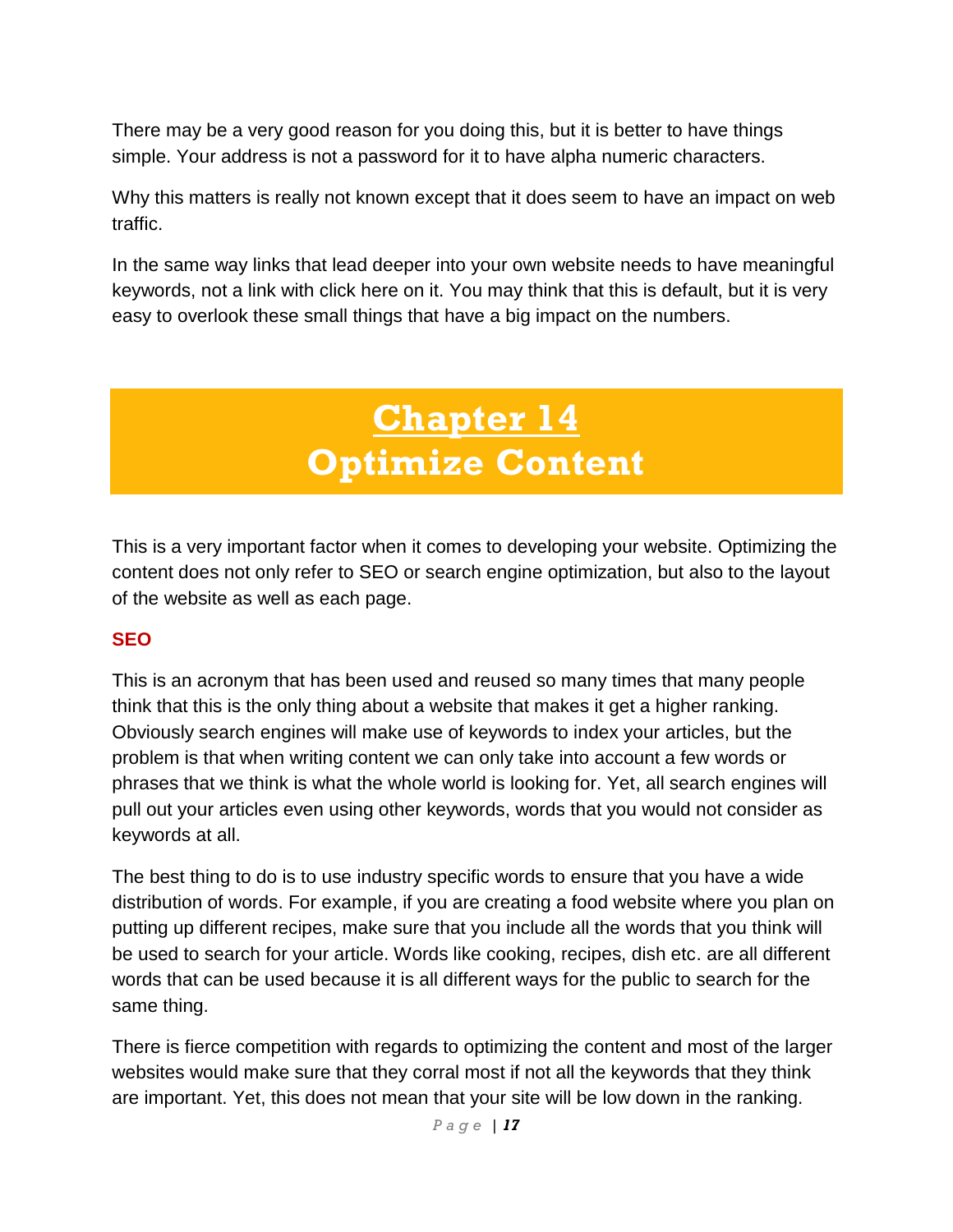There may be a very good reason for you doing this, but it is better to have things simple. Your address is not a password for it to have alpha numeric characters.

Why this matters is really not known except that it does seem to have an impact on web traffic.

In the same way links that lead deeper into your own website needs to have meaningful keywords, not a link with click here on it. You may think that this is default, but it is very easy to overlook these small things that have a big impact on the numbers.

# Chapter 14
# Optimize Content

This is a very important factor when it comes to developing your website. Optimizing the content does not only refer to SEO or search engine optimization, but also to the layout of the website as well as each page.

**SEO**

This is an acronym that has been used and reused so many times that many people think that this is the only thing about a website that makes it get a higher ranking. Obviously search engines will make use of keywords to index your articles, but the problem is that when writing content we can only take into account a few words or phrases that we think is what the whole world is looking for. Yet, all search engines will pull out your articles even using other keywords, words that you would not consider as keywords at all.

The best thing to do is to use industry specific words to ensure that you have a wide distribution of words. For example, if you are creating a food website where you plan on putting up different recipes, make sure that you include all the words that you think will be used to search for your article. Words like cooking, recipes, dish etc. are all different words that can be used because it is all different ways for the public to search for the same thing.

There is fierce competition with regards to optimizing the content and most of the larger websites would make sure that they corral most if not all the keywords that they think are important. Yet, this does not mean that your site will be low down in the ranking.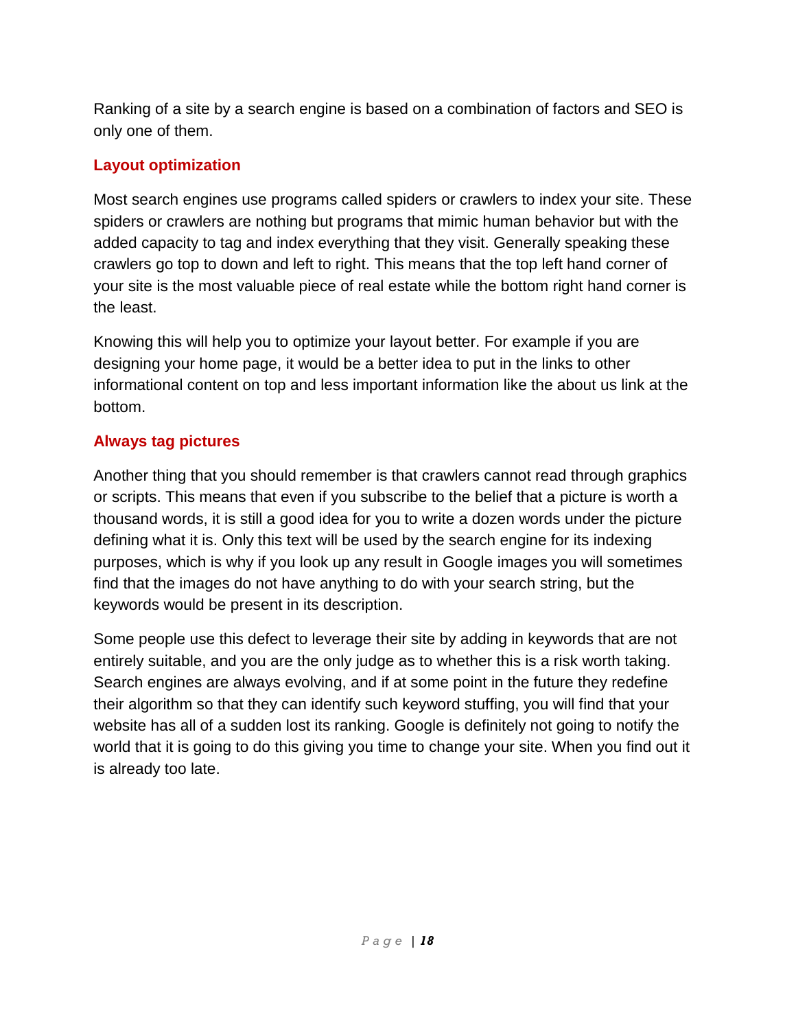Ranking of a site by a search engine is based on a combination of factors and SEO is only one of them.

### Layout optimization

Most search engines use programs called spiders or crawlers to index your site. These spiders or crawlers are nothing but programs that mimic human behavior but with the added capacity to tag and index everything that they visit. Generally speaking these crawlers go top to down and left to right. This means that the top left hand corner of your site is the most valuable piece of real estate while the bottom right hand corner is the least.

Knowing this will help you to optimize your layout better. For example if you are designing your home page, it would be a better idea to put in the links to other informational content on top and less important information like the about us link at the bottom.

### Always tag pictures

Another thing that you should remember is that crawlers cannot read through graphics or scripts. This means that even if you subscribe to the belief that a picture is worth a thousand words, it is still a good idea for you to write a dozen words under the picture defining what it is. Only this text will be used by the search engine for its indexing purposes, which is why if you look up any result in Google images you will sometimes find that the images do not have anything to do with your search string, but the keywords would be present in its description.

Some people use this defect to leverage their site by adding in keywords that are not entirely suitable, and you are the only judge as to whether this is a risk worth taking. Search engines are always evolving, and if at some point in the future they redefine their algorithm so that they can identify such keyword stuffing, you will find that your website has all of a sudden lost its ranking. Google is definitely not going to notify the world that it is going to do this giving you time to change your site. When you find out it is already too late.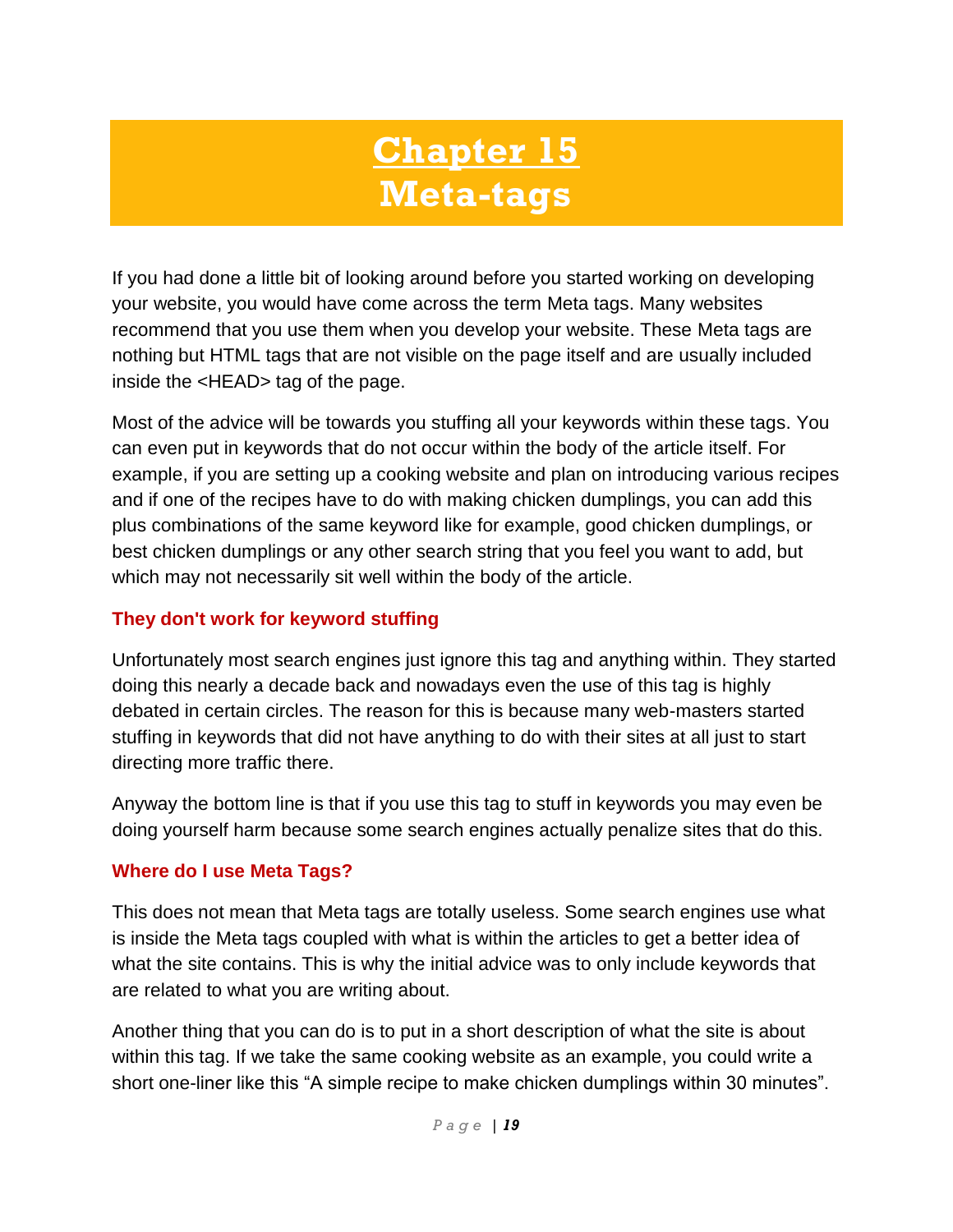# Chapter 15
# Meta-tags

If you had done a little bit of looking around before you started working on developing your website, you would have come across the term Meta tags. Many websites recommend that you use them when you develop your website. These Meta tags are nothing but HTML tags that are not visible on the page itself and are usually included inside the <HEAD> tag of the page.

Most of the advice will be towards you stuffing all your keywords within these tags. You can even put in keywords that do not occur within the body of the article itself. For example, if you are setting up a cooking website and plan on introducing various recipes and if one of the recipes have to do with making chicken dumplings, you can add this plus combinations of the same keyword like for example, good chicken dumplings, or best chicken dumplings or any other search string that you feel you want to add, but which may not necessarily sit well within the body of the article.

### They don't work for keyword stuffing

Unfortunately most search engines just ignore this tag and anything within. They started doing this nearly a decade back and nowadays even the use of this tag is highly debated in certain circles. The reason for this is because many web-masters started stuffing in keywords that did not have anything to do with their sites at all just to start directing more traffic there.

Anyway the bottom line is that if you use this tag to stuff in keywords you may even be doing yourself harm because some search engines actually penalize sites that do this.

### Where do I use Meta Tags?

This does not mean that Meta tags are totally useless. Some search engines use what is inside the Meta tags coupled with what is within the articles to get a better idea of what the site contains. This is why the initial advice was to only include keywords that are related to what you are writing about.

Another thing that you can do is to put in a short description of what the site is about within this tag. If we take the same cooking website as an example, you could write a short one-liner like this “A simple recipe to make chicken dumplings within 30 minutes”.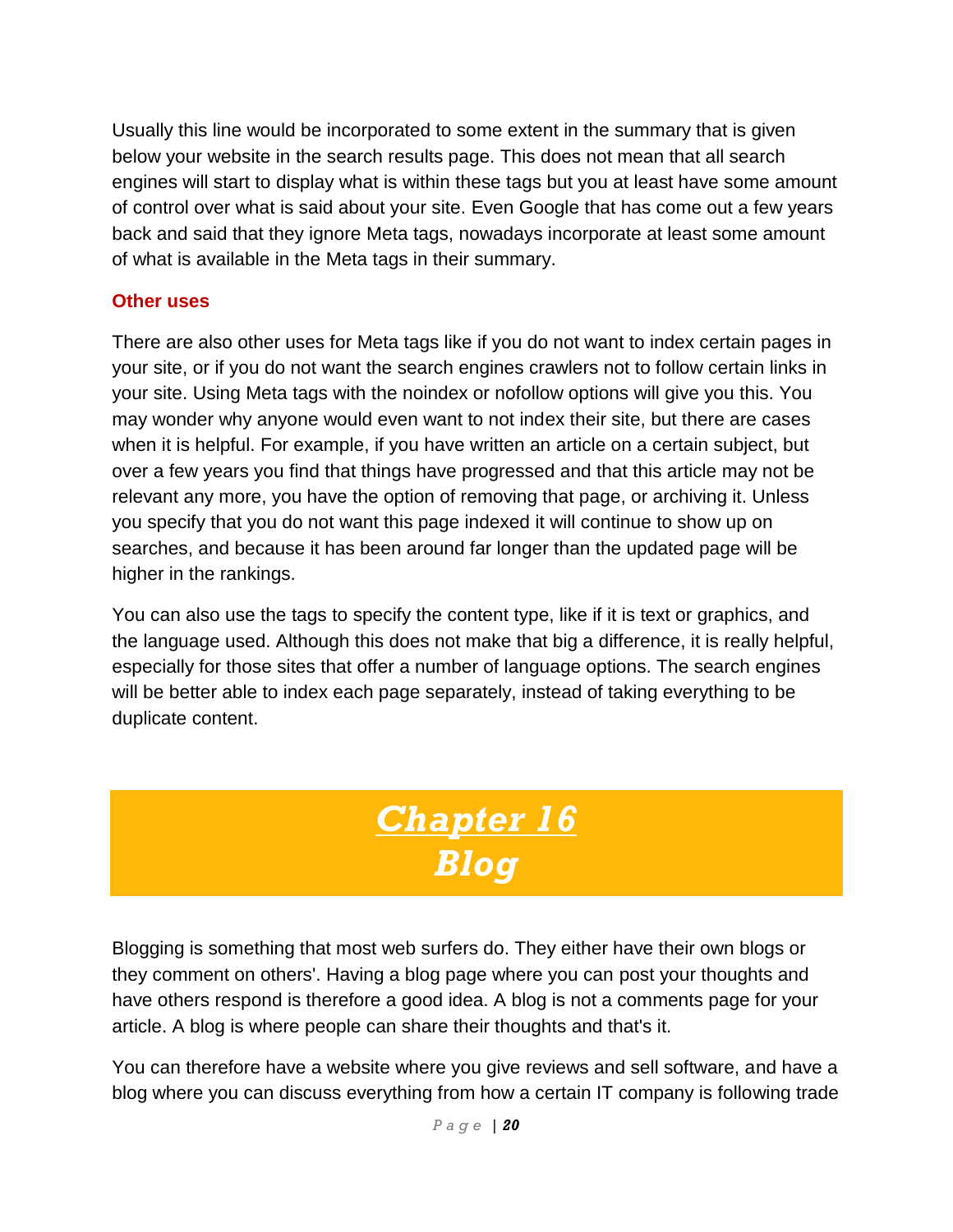Usually this line would be incorporated to some extent in the summary that is given below your website in the search results page. This does not mean that all search engines will start to display what is within these tags but you at least have some amount of control over what is said about your site. Even Google that has come out a few years back and said that they ignore Meta tags, nowadays incorporate at least some amount of what is available in the Meta tags in their summary.

### Other uses

There are also other uses for Meta tags like if you do not want to index certain pages in your site, or if you do not want the search engines crawlers not to follow certain links in your site. Using Meta tags with the noindex or nofollow options will give you this. You may wonder why anyone would even want to not index their site, but there are cases when it is helpful. For example, if you have written an article on a certain subject, but over a few years you find that things have progressed and that this article may not be relevant any more, you have the option of removing that page, or archiving it. Unless you specify that you do not want this page indexed it will continue to show up on searches, and because it has been around far longer than the updated page will be higher in the rankings.

You can also use the tags to specify the content type, like if it is text or graphics, and the language used. Although this does not make that big a difference, it is really helpful, especially for those sites that offer a number of language options. The search engines will be better able to index each page separately, instead of taking everything to be duplicate content.

# Chapter 16
# Blog

Blogging is something that most web surfers do. They either have their own blogs or they comment on others'. Having a blog page where you can post your thoughts and have others respond is therefore a good idea. A blog is not a comments page for your article. A blog is where people can share their thoughts and that's it.

You can therefore have a website where you give reviews and sell software, and have a blog where you can discuss everything from how a certain IT company is following trade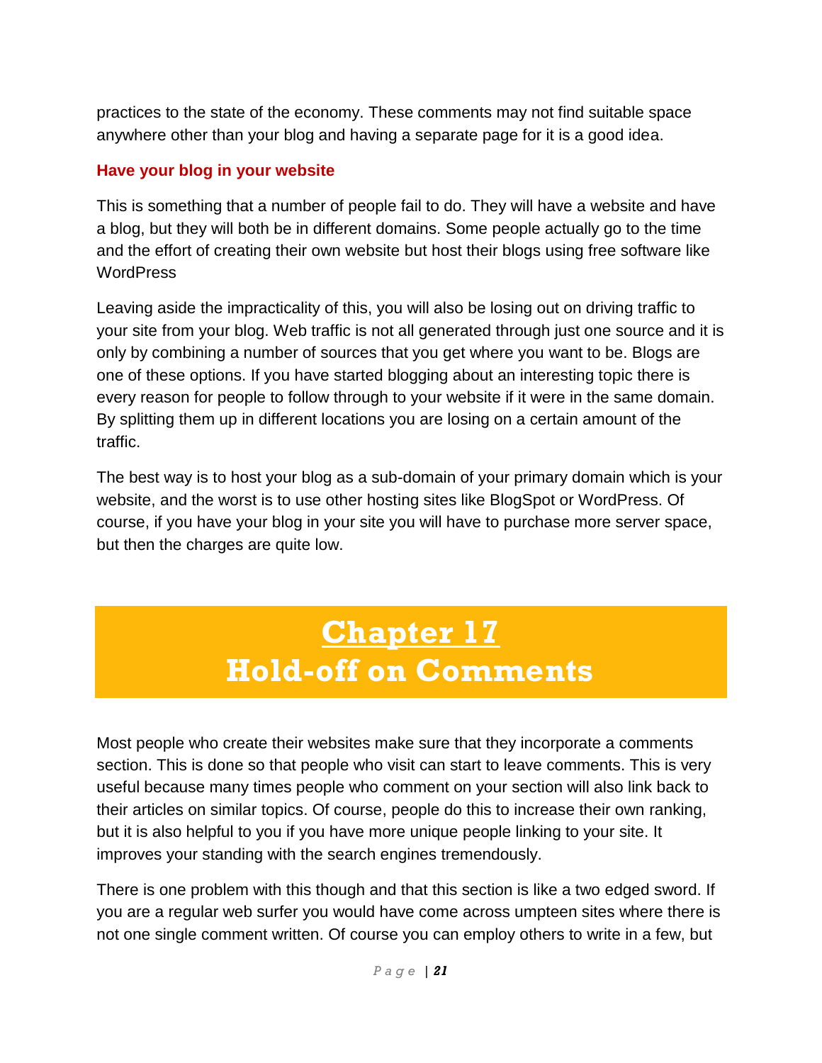practices to the state of the economy. These comments may not find suitable space anywhere other than your blog and having a separate page for it is a good idea.

### Have your blog in your website

This is something that a number of people fail to do. They will have a website and have a blog, but they will both be in different domains. Some people actually go to the time and the effort of creating their own website but host their blogs using free software like WordPress

Leaving aside the impracticality of this, you will also be losing out on driving traffic to your site from your blog. Web traffic is not all generated through just one source and it is only by combining a number of sources that you get where you want to be. Blogs are one of these options. If you have started blogging about an interesting topic there is every reason for people to follow through to your website if it were in the same domain. By splitting them up in different locations you are losing on a certain amount of the traffic.

The best way is to host your blog as a sub-domain of your primary domain which is your website, and the worst is to use other hosting sites like BlogSpot or WordPress. Of course, if you have your blog in your site you will have to purchase more server space, but then the charges are quite low.

# Chapter 17
# Hold-off on Comments

Most people who create their websites make sure that they incorporate a comments section. This is done so that people who visit can start to leave comments. This is very useful because many times people who comment on your section will also link back to their articles on similar topics. Of course, people do this to increase their own ranking, but it is also helpful to you if you have more unique people linking to your site. It improves your standing with the search engines tremendously.

There is one problem with this though and that this section is like a two edged sword. If you are a regular web surfer you would have come across umpteen sites where there is not one single comment written. Of course you can employ others to write in a few, but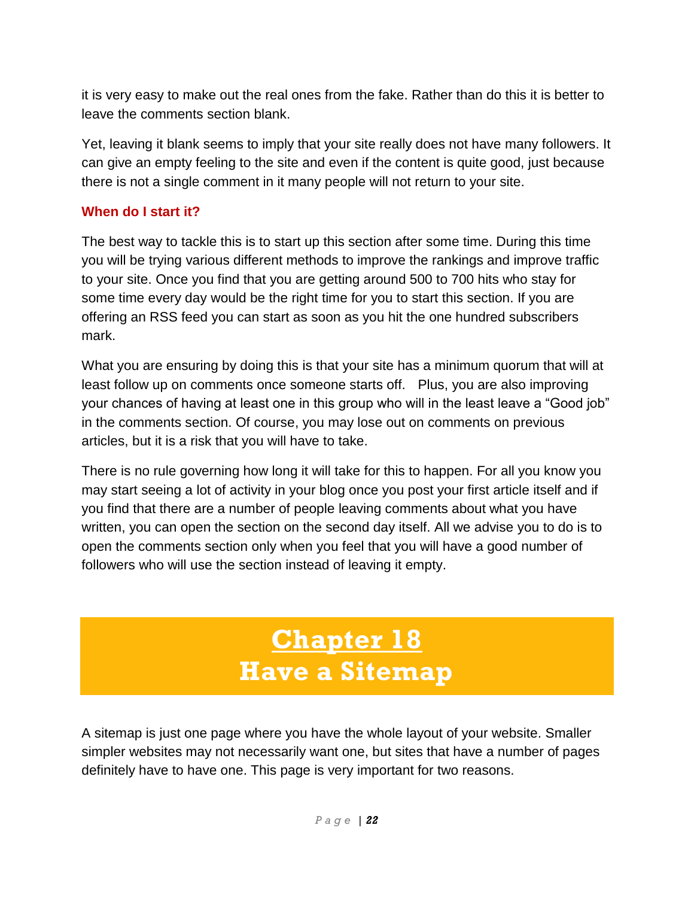it is very easy to make out the real ones from the fake. Rather than do this it is better to leave the comments section blank.

Yet, leaving it blank seems to imply that your site really does not have many followers. It can give an empty feeling to the site and even if the content is quite good, just because there is not a single comment in it many people will not return to your site.

### When do I start it?

The best way to tackle this is to start up this section after some time. During this time you will be trying various different methods to improve the rankings and improve traffic to your site. Once you find that you are getting around 500 to 700 hits who stay for some time every day would be the right time for you to start this section. If you are offering an RSS feed you can start as soon as you hit the one hundred subscribers mark.

What you are ensuring by doing this is that your site has a minimum quorum that will at least follow up on comments once someone starts off. Plus, you are also improving your chances of having at least one in this group who will in the least leave a "Good job" in the comments section. Of course, you may lose out on comments on previous articles, but it is a risk that you will have to take.

There is no rule governing how long it will take for this to happen. For all you know you may start seeing a lot of activity in your blog once you post your first article itself and if you find that there are a number of people leaving comments about what you have written, you can open the section on the second day itself. All we advise you to do is to open the comments section only when you feel that you will have a good number of followers who will use the section instead of leaving it empty.

# Chapter 18
# Have a Sitemap

A sitemap is just one page where you have the whole layout of your website. Smaller simpler websites may not necessarily want one, but sites that have a number of pages definitely have to have one. This page is very important for two reasons.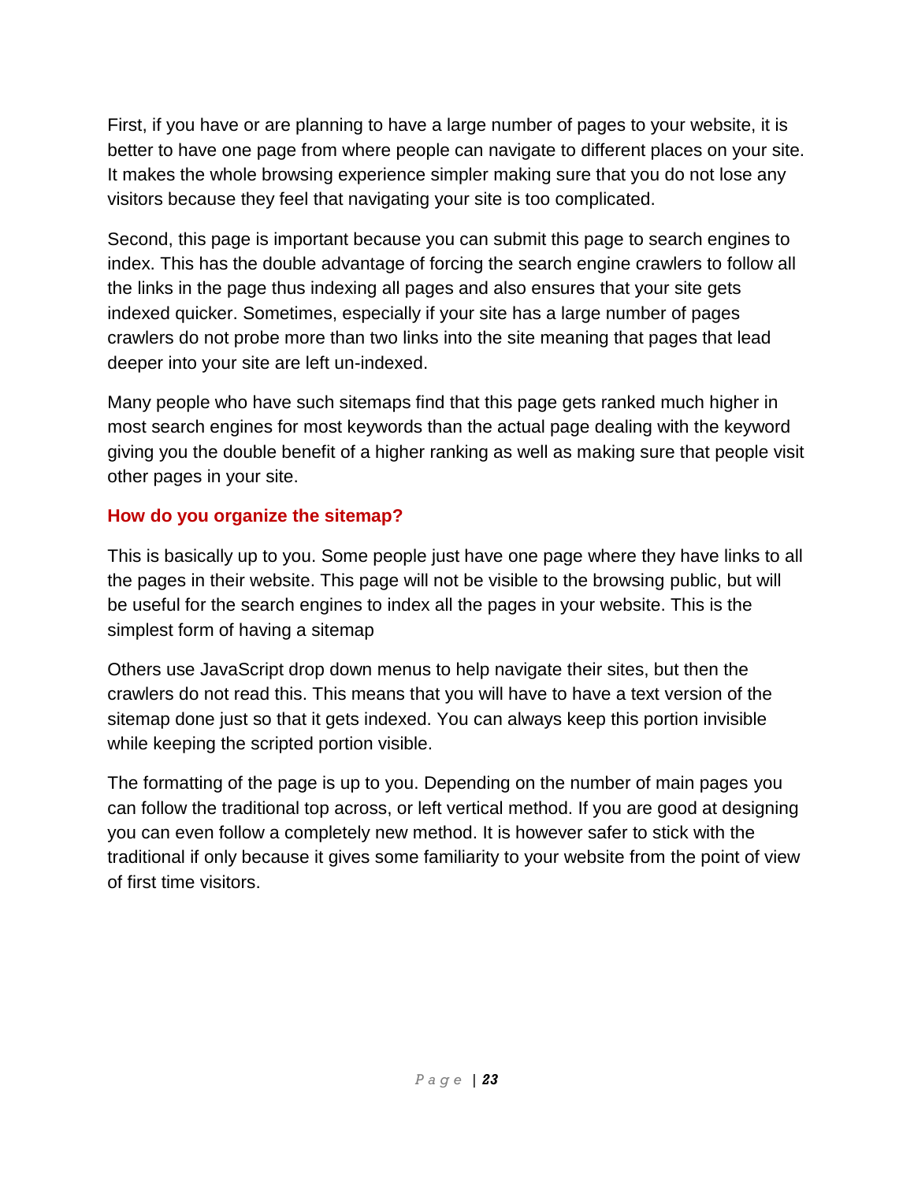First, if you have or are planning to have a large number of pages to your website, it is better to have one page from where people can navigate to different places on your site. It makes the whole browsing experience simpler making sure that you do not lose any visitors because they feel that navigating your site is too complicated.

Second, this page is important because you can submit this page to search engines to index. This has the double advantage of forcing the search engine crawlers to follow all the links in the page thus indexing all pages and also ensures that your site gets indexed quicker. Sometimes, especially if your site has a large number of pages crawlers do not probe more than two links into the site meaning that pages that lead deeper into your site are left un-indexed.

Many people who have such sitemaps find that this page gets ranked much higher in most search engines for most keywords than the actual page dealing with the keyword giving you the double benefit of a higher ranking as well as making sure that people visit other pages in your site.

### How do you organize the sitemap?

This is basically up to you. Some people just have one page where they have links to all the pages in their website. This page will not be visible to the browsing public, but will be useful for the search engines to index all the pages in your website. This is the simplest form of having a sitemap

Others use JavaScript drop down menus to help navigate their sites, but then the crawlers do not read this. This means that you will have to have a text version of the sitemap done just so that it gets indexed. You can always keep this portion invisible while keeping the scripted portion visible.

The formatting of the page is up to you. Depending on the number of main pages you can follow the traditional top across, or left vertical method. If you are good at designing you can even follow a completely new method. It is however safer to stick with the traditional if only because it gives some familiarity to your website from the point of view of first time visitors.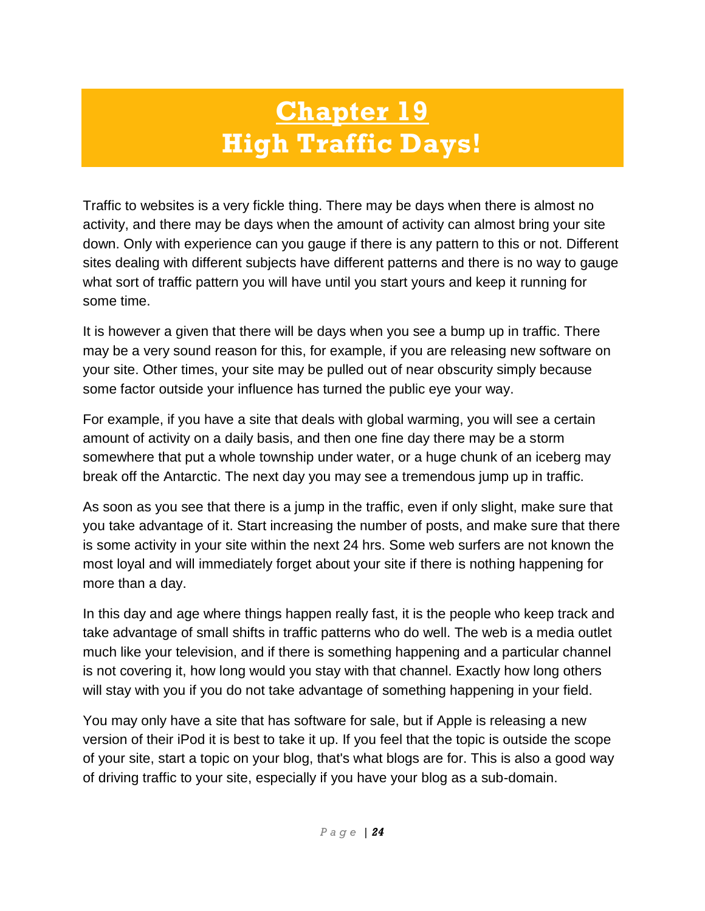# Chapter 19
# High Traffic Days!

Traffic to websites is a very fickle thing. There may be days when there is almost no activity, and there may be days when the amount of activity can almost bring your site down. Only with experience can you gauge if there is any pattern to this or not. Different sites dealing with different subjects have different patterns and there is no way to gauge what sort of traffic pattern you will have until you start yours and keep it running for some time.

It is however a given that there will be days when you see a bump up in traffic. There may be a very sound reason for this, for example, if you are releasing new software on your site. Other times, your site may be pulled out of near obscurity simply because some factor outside your influence has turned the public eye your way.

For example, if you have a site that deals with global warming, you will see a certain amount of activity on a daily basis, and then one fine day there may be a storm somewhere that put a whole township under water, or a huge chunk of an iceberg may break off the Antarctic. The next day you may see a tremendous jump up in traffic.

As soon as you see that there is a jump in the traffic, even if only slight, make sure that you take advantage of it. Start increasing the number of posts, and make sure that there is some activity in your site within the next 24 hrs. Some web surfers are not known the most loyal and will immediately forget about your site if there is nothing happening for more than a day.

In this day and age where things happen really fast, it is the people who keep track and take advantage of small shifts in traffic patterns who do well. The web is a media outlet much like your television, and if there is something happening and a particular channel is not covering it, how long would you stay with that channel. Exactly how long others will stay with you if you do not take advantage of something happening in your field.

You may only have a site that has software for sale, but if Apple is releasing a new version of their iPod it is best to take it up. If you feel that the topic is outside the scope of your site, start a topic on your blog, that's what blogs are for. This is also a good way of driving traffic to your site, especially if you have your blog as a sub-domain.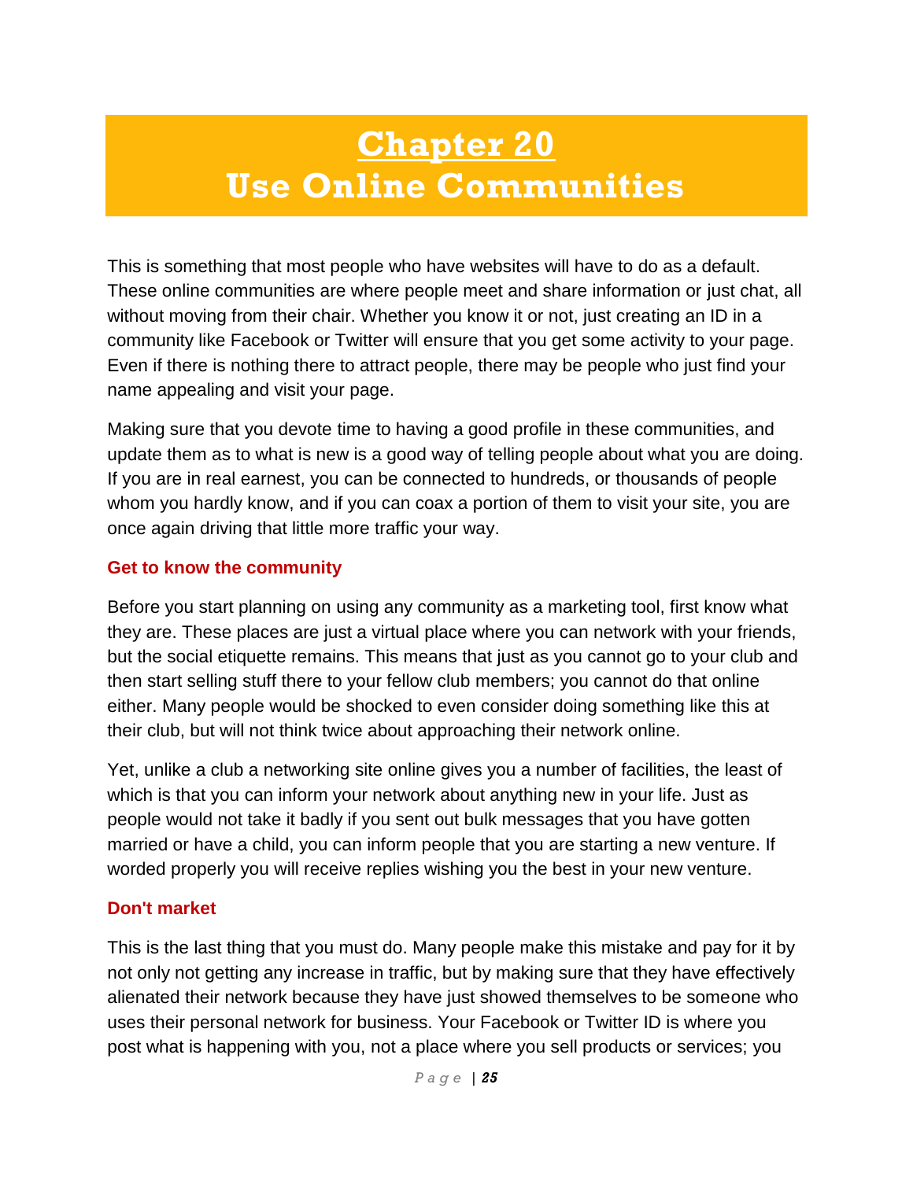# Chapter 20
# Use Online Communities

This is something that most people who have websites will have to do as a default. These online communities are where people meet and share information or just chat, all without moving from their chair. Whether you know it or not, just creating an ID in a community like Facebook or Twitter will ensure that you get some activity to your page. Even if there is nothing there to attract people, there may be people who just find your name appealing and visit your page.

Making sure that you devote time to having a good profile in these communities, and update them as to what is new is a good way of telling people about what you are doing. If you are in real earnest, you can be connected to hundreds, or thousands of people whom you hardly know, and if you can coax a portion of them to visit your site, you are once again driving that little more traffic your way.

### Get to know the community

Before you start planning on using any community as a marketing tool, first know what they are. These places are just a virtual place where you can network with your friends, but the social etiquette remains. This means that just as you cannot go to your club and then start selling stuff there to your fellow club members; you cannot do that online either. Many people would be shocked to even consider doing something like this at their club, but will not think twice about approaching their network online.

Yet, unlike a club a networking site online gives you a number of facilities, the least of which is that you can inform your network about anything new in your life. Just as people would not take it badly if you sent out bulk messages that you have gotten married or have a child, you can inform people that you are starting a new venture. If worded properly you will receive replies wishing you the best in your new venture.

### Don't market

This is the last thing that you must do. Many people make this mistake and pay for it by not only not getting any increase in traffic, but by making sure that they have effectively alienated their network because they have just showed themselves to be someone who uses their personal network for business. Your Facebook or Twitter ID is where you post what is happening with you, not a place where you sell products or services; you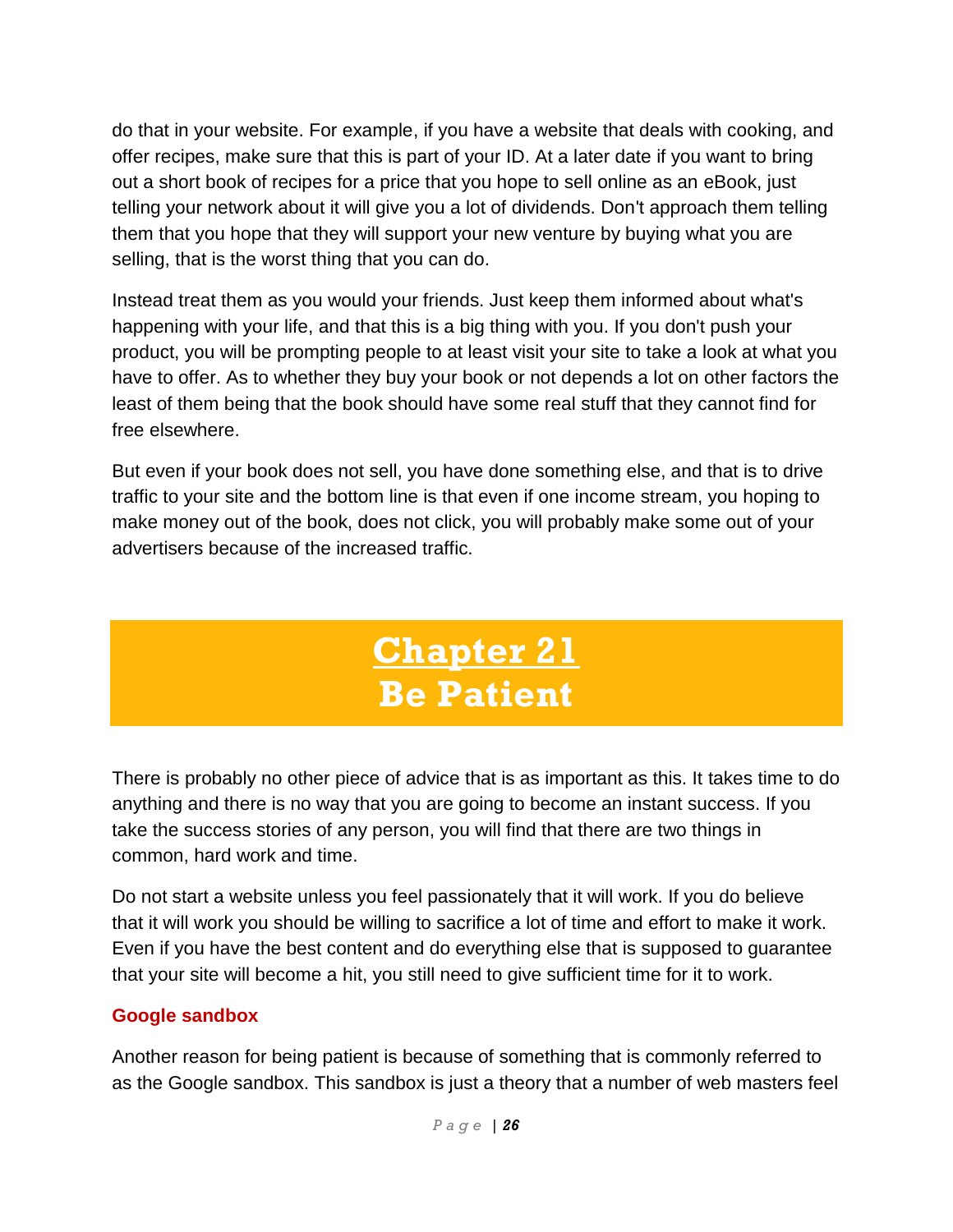do that in your website. For example, if you have a website that deals with cooking, and offer recipes, make sure that this is part of your ID. At a later date if you want to bring out a short book of recipes for a price that you hope to sell online as an eBook, just telling your network about it will give you a lot of dividends. Don't approach them telling them that you hope that they will support your new venture by buying what you are selling, that is the worst thing that you can do.

Instead treat them as you would your friends. Just keep them informed about what's happening with your life, and that this is a big thing with you. If you don't push your product, you will be prompting people to at least visit your site to take a look at what you have to offer. As to whether they buy your book or not depends a lot on other factors the least of them being that the book should have some real stuff that they cannot find for free elsewhere.

But even if your book does not sell, you have done something else, and that is to drive traffic to your site and the bottom line is that even if one income stream, you hoping to make money out of the book, does not click, you will probably make some out of your advertisers because of the increased traffic.

# Chapter 21
# Be Patient

There is probably no other piece of advice that is as important as this. It takes time to do anything and there is no way that you are going to become an instant success. If you take the success stories of any person, you will find that there are two things in common, hard work and time.

Do not start a website unless you feel passionately that it will work. If you do believe that it will work you should be willing to sacrifice a lot of time and effort to make it work. Even if you have the best content and do everything else that is supposed to guarantee that your site will become a hit, you still need to give sufficient time for it to work.

### Google sandbox

Another reason for being patient is because of something that is commonly referred to as the Google sandbox. This sandbox is just a theory that a number of web masters feel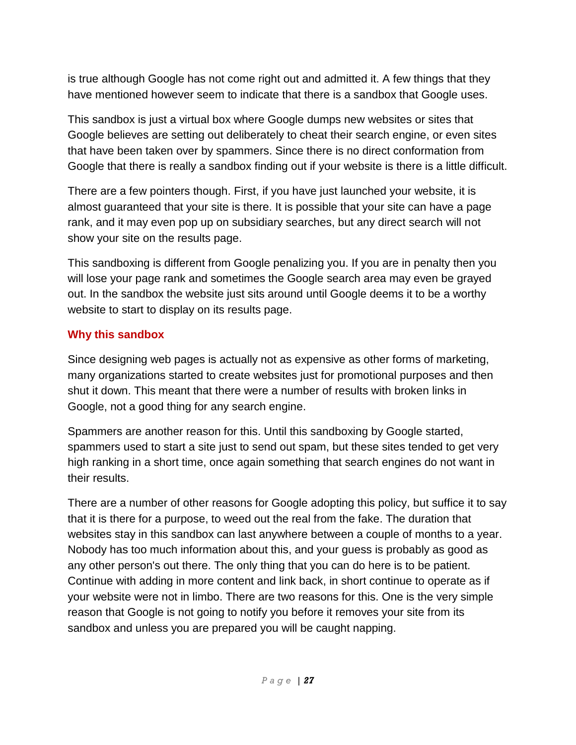is true although Google has not come right out and admitted it. A few things that they have mentioned however seem to indicate that there is a sandbox that Google uses.

This sandbox is just a virtual box where Google dumps new websites or sites that Google believes are setting out deliberately to cheat their search engine, or even sites that have been taken over by spammers. Since there is no direct conformation from Google that there is really a sandbox finding out if your website is there is a little difficult.

There are a few pointers though. First, if you have just launched your website, it is almost guaranteed that your site is there. It is possible that your site can have a page rank, and it may even pop up on subsidiary searches, but any direct search will not show your site on the results page.

This sandboxing is different from Google penalizing you. If you are in penalty then you will lose your page rank and sometimes the Google search area may even be grayed out. In the sandbox the website just sits around until Google deems it to be a worthy website to start to display on its results page.

### Why this sandbox

Since designing web pages is actually not as expensive as other forms of marketing, many organizations started to create websites just for promotional purposes and then shut it down. This meant that there were a number of results with broken links in Google, not a good thing for any search engine.

Spammers are another reason for this. Until this sandboxing by Google started, spammers used to start a site just to send out spam, but these sites tended to get very high ranking in a short time, once again something that search engines do not want in their results.

There are a number of other reasons for Google adopting this policy, but suffice it to say that it is there for a purpose, to weed out the real from the fake. The duration that websites stay in this sandbox can last anywhere between a couple of months to a year. Nobody has too much information about this, and your guess is probably as good as any other person's out there. The only thing that you can do here is to be patient. Continue with adding in more content and link back, in short continue to operate as if your website were not in limbo. There are two reasons for this. One is the very simple reason that Google is not going to notify you before it removes your site from its sandbox and unless you are prepared you will be caught napping.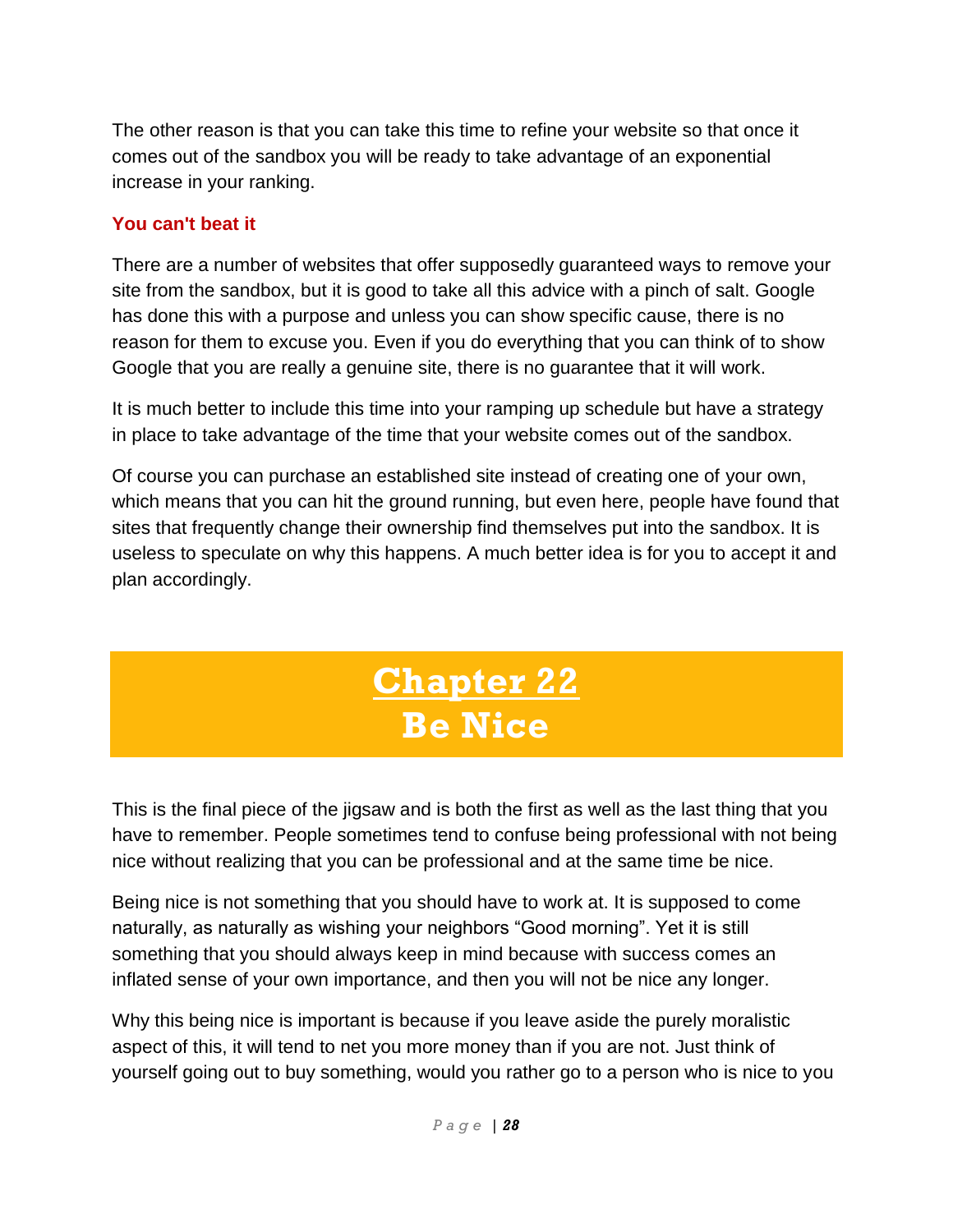The other reason is that you can take this time to refine your website so that once it comes out of the sandbox you will be ready to take advantage of an exponential increase in your ranking.

### You can't beat it

There are a number of websites that offer supposedly guaranteed ways to remove your site from the sandbox, but it is good to take all this advice with a pinch of salt. Google has done this with a purpose and unless you can show specific cause, there is no reason for them to excuse you. Even if you do everything that you can think of to show Google that you are really a genuine site, there is no guarantee that it will work.

It is much better to include this time into your ramping up schedule but have a strategy in place to take advantage of the time that your website comes out of the sandbox.

Of course you can purchase an established site instead of creating one of your own, which means that you can hit the ground running, but even here, people have found that sites that frequently change their ownership find themselves put into the sandbox. It is useless to speculate on why this happens. A much better idea is for you to accept it and plan accordingly.

# Chapter 22
# Be Nice

This is the final piece of the jigsaw and is both the first as well as the last thing that you have to remember. People sometimes tend to confuse being professional with not being nice without realizing that you can be professional and at the same time be nice.

Being nice is not something that you should have to work at. It is supposed to come naturally, as naturally as wishing your neighbors “Good morning”. Yet it is still something that you should always keep in mind because with success comes an inflated sense of your own importance, and then you will not be nice any longer.

Why this being nice is important is because if you leave aside the purely moralistic aspect of this, it will tend to net you more money than if you are not. Just think of yourself going out to buy something, would you rather go to a person who is nice to you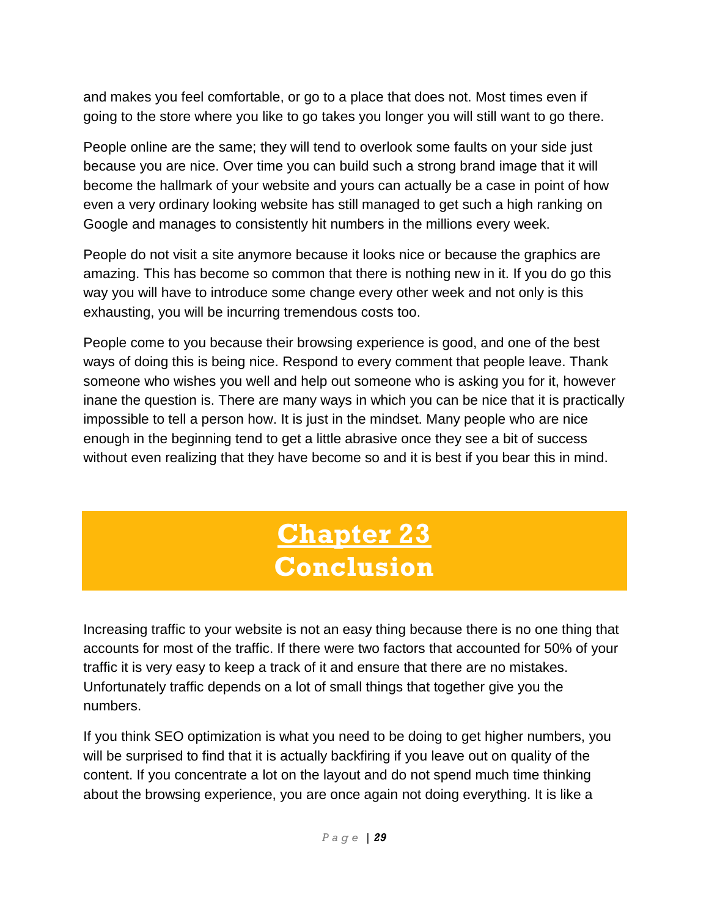and makes you feel comfortable, or go to a place that does not. Most times even if going to the store where you like to go takes you longer you will still want to go there.

People online are the same; they will tend to overlook some faults on your side just because you are nice. Over time you can build such a strong brand image that it will become the hallmark of your website and yours can actually be a case in point of how even a very ordinary looking website has still managed to get such a high ranking on Google and manages to consistently hit numbers in the millions every week.

People do not visit a site anymore because it looks nice or because the graphics are amazing. This has become so common that there is nothing new in it. If you do go this way you will have to introduce some change every other week and not only is this exhausting, you will be incurring tremendous costs too.

People come to you because their browsing experience is good, and one of the best ways of doing this is being nice. Respond to every comment that people leave. Thank someone who wishes you well and help out someone who is asking you for it, however inane the question is. There are many ways in which you can be nice that it is practically impossible to tell a person how. It is just in the mindset. Many people who are nice enough in the beginning tend to get a little abrasive once they see a bit of success without even realizing that they have become so and it is best if you bear this in mind.

# Chapter 23
# Conclusion

Increasing traffic to your website is not an easy thing because there is no one thing that accounts for most of the traffic. If there were two factors that accounted for 50% of your traffic it is very easy to keep a track of it and ensure that there are no mistakes. Unfortunately traffic depends on a lot of small things that together give you the numbers.

If you think SEO optimization is what you need to be doing to get higher numbers, you will be surprised to find that it is actually backfiring if you leave out on quality of the content. If you concentrate a lot on the layout and do not spend much time thinking about the browsing experience, you are once again not doing everything. It is like a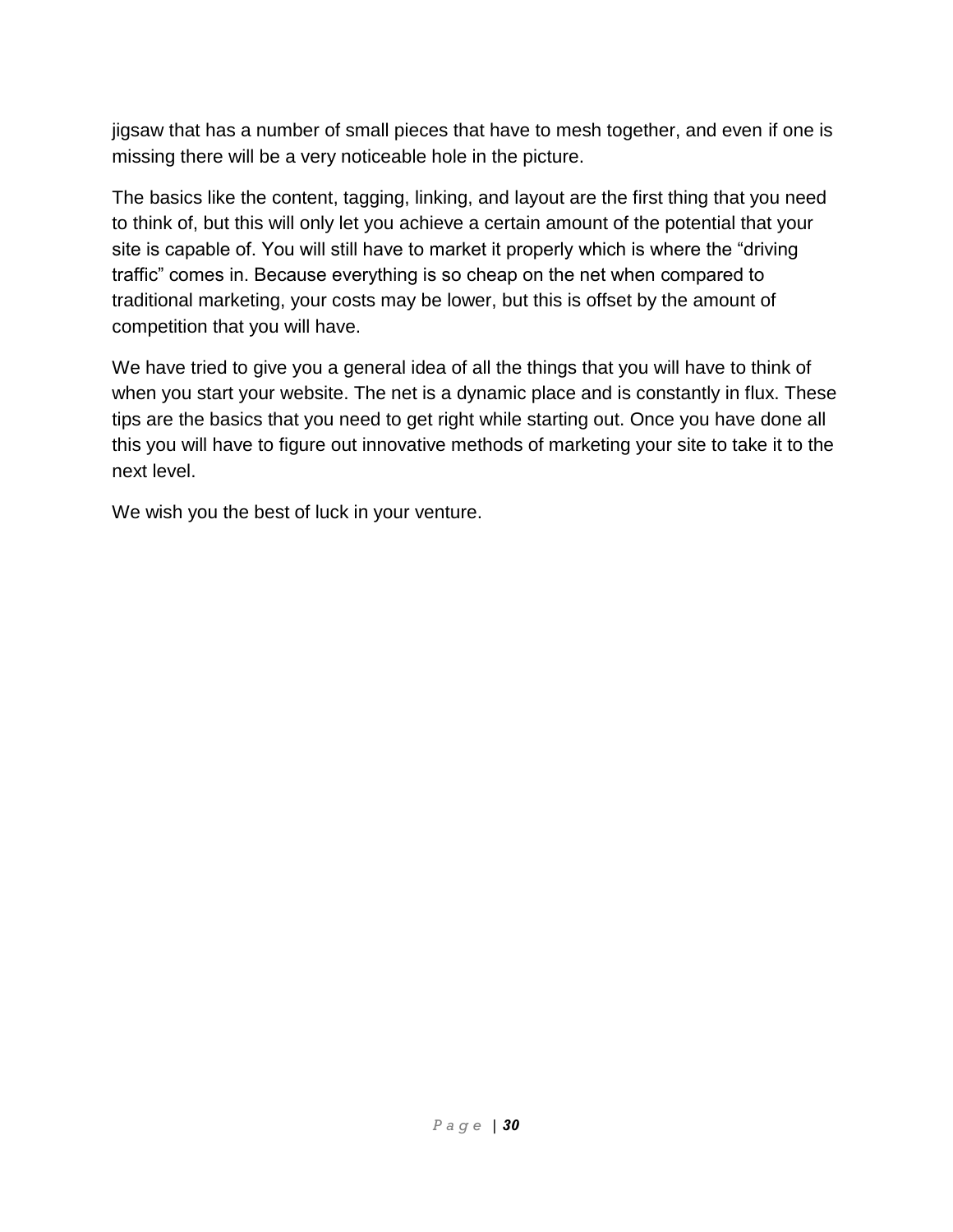jigsaw that has a number of small pieces that have to mesh together, and even if one is missing there will be a very noticeable hole in the picture.

The basics like the content, tagging, linking, and layout are the first thing that you need to think of, but this will only let you achieve a certain amount of the potential that your site is capable of. You will still have to market it properly which is where the “driving traffic” comes in. Because everything is so cheap on the net when compared to traditional marketing, your costs may be lower, but this is offset by the amount of competition that you will have.

We have tried to give you a general idea of all the things that you will have to think of when you start your website. The net is a dynamic place and is constantly in flux. These tips are the basics that you need to get right while starting out. Once you have done all this you will have to figure out innovative methods of marketing your site to take it to the next level.

We wish you the best of luck in your venture.